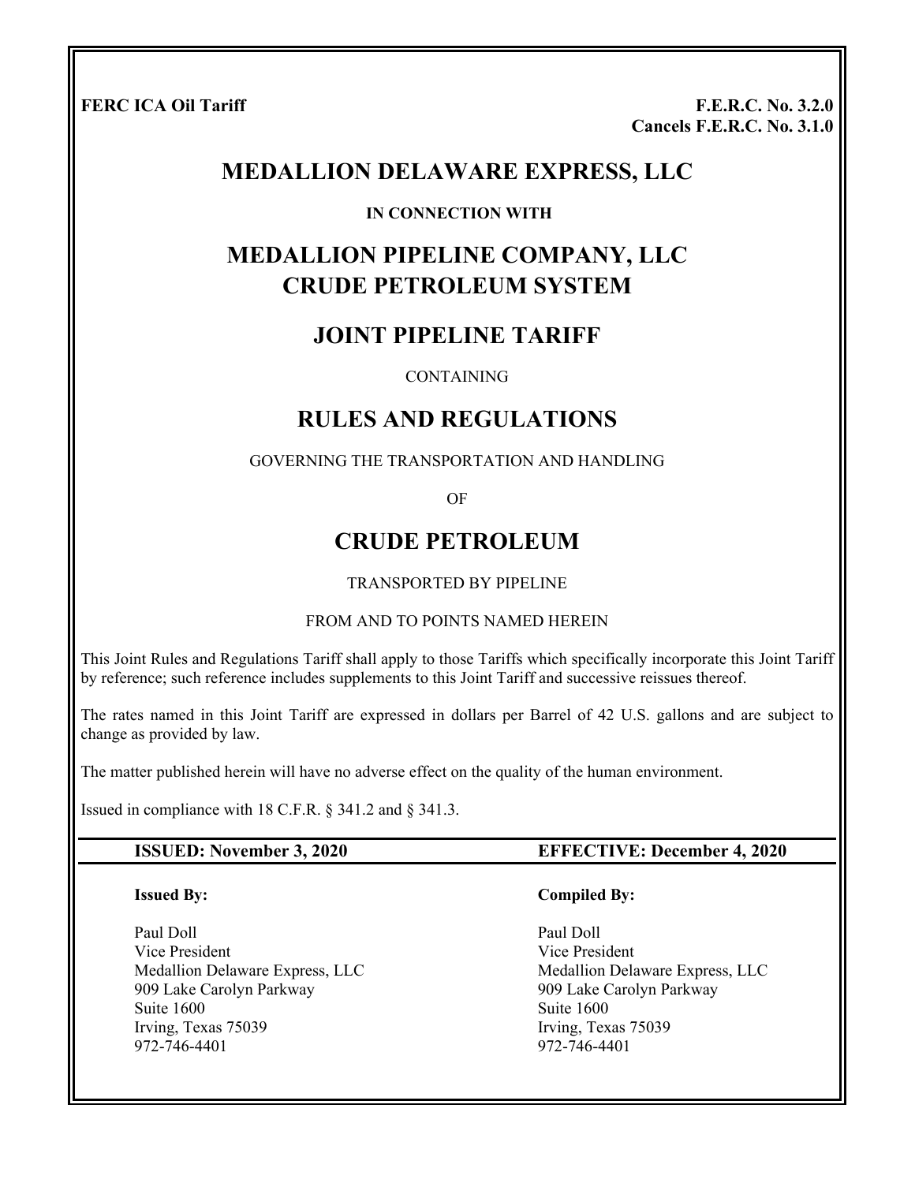**FERC ICA Oil Tariff**

**F.E.R.C. No. 3.2.0**
**Cancels F.E.R.C. No. 3.1.0**

# MEDALLION DELAWARE EXPRESS, LLC

**IN CONNECTION WITH**

# MEDALLION PIPELINE COMPANY, LLC
# CRUDE PETROLEUM SYSTEM

## JOINT PIPELINE TARIFF

CONTAINING

## RULES AND REGULATIONS

GOVERNING THE TRANSPORTATION AND HANDLING

OF

## CRUDE PETROLEUM

TRANSPORTED BY PIPELINE

FROM AND TO POINTS NAMED HEREIN

This Joint Rules and Regulations Tariff shall apply to those Tariffs which specifically incorporate this Joint Tariff by reference; such reference includes supplements to this Joint Tariff and successive reissues thereof.

The rates named in this Joint Tariff are expressed in dollars per Barrel of 42 U.S. gallons and are subject to change as provided by law.

The matter published herein will have no adverse effect on the quality of the human environment.

Issued in compliance with 18 C.F.R. § 341.2 and § 341.3.

**ISSUED: November 3, 2020** | **EFFECTIVE: December 4, 2020**

**Issued By:**

Paul Doll
Vice President
Medallion Delaware Express, LLC
909 Lake Carolyn Parkway
Suite 1600
Irving, Texas 75039
972-746-4401

**Compiled By:**

Paul Doll
Vice President
Medallion Delaware Express, LLC
909 Lake Carolyn Parkway
Suite 1600
Irving, Texas 75039
972-746-4401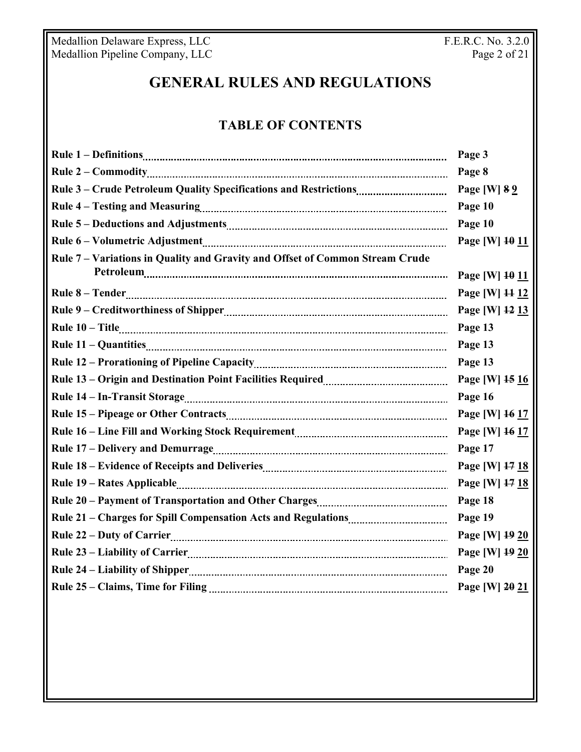# GENERAL RULES AND REGULATIONS

## TABLE OF CONTENTS

| Rule | Page |
|---|---|
| **Rule 1 – Definitions** | **Page 3** |
| **Rule 2 – Commodity** | **Page 8** |
| **Rule 3 – Crude Petroleum Quality Specifications and Restrictions** | **Page [W] ~~8~~ 9** |
| **Rule 4 – Testing and Measuring** | **Page 10** |
| **Rule 5 – Deductions and Adjustments** | **Page 10** |
| **Rule 6 – Volumetric Adjustment** | **Page [W] ~~10~~ 11** |
| **Rule 7 – Variations in Quality and Gravity and Offset of Common Stream Crude Petroleum** | **Page [W] ~~10~~ 11** |
| **Rule 8 – Tender** | **Page [W] ~~11~~ 12** |
| **Rule 9 – Creditworthiness of Shipper** | **Page [W] ~~12~~ 13** |
| **Rule 10 – Title** | **Page 13** |
| **Rule 11 – Quantities** | **Page 13** |
| **Rule 12 – Prorationing of Pipeline Capacity** | **Page 13** |
| **Rule 13 – Origin and Destination Point Facilities Required** | **Page [W] ~~15~~ 16** |
| **Rule 14 – In-Transit Storage** | **Page 16** |
| **Rule 15 – Pipeage or Other Contracts** | **Page [W] ~~16~~ 17** |
| **Rule 16 – Line Fill and Working Stock Requirement** | **Page [W] ~~16~~ 17** |
| **Rule 17 – Delivery and Demurrage** | **Page 17** |
| **Rule 18 – Evidence of Receipts and Deliveries** | **Page [W] ~~17~~ 18** |
| **Rule 19 – Rates Applicable** | **Page [W] ~~17~~ 18** |
| **Rule 20 – Payment of Transportation and Other Charges** | **Page 18** |
| **Rule 21 – Charges for Spill Compensation Acts and Regulations** | **Page 19** |
| **Rule 22 – Duty of Carrier** | **Page [W] ~~19~~ 20** |
| **Rule 23 – Liability of Carrier** | **Page [W] ~~19~~ 20** |
| **Rule 24 – Liability of Shipper** | **Page 20** |
| **Rule 25 – Claims, Time for Filing** | **Page [W] ~~20~~ 21** |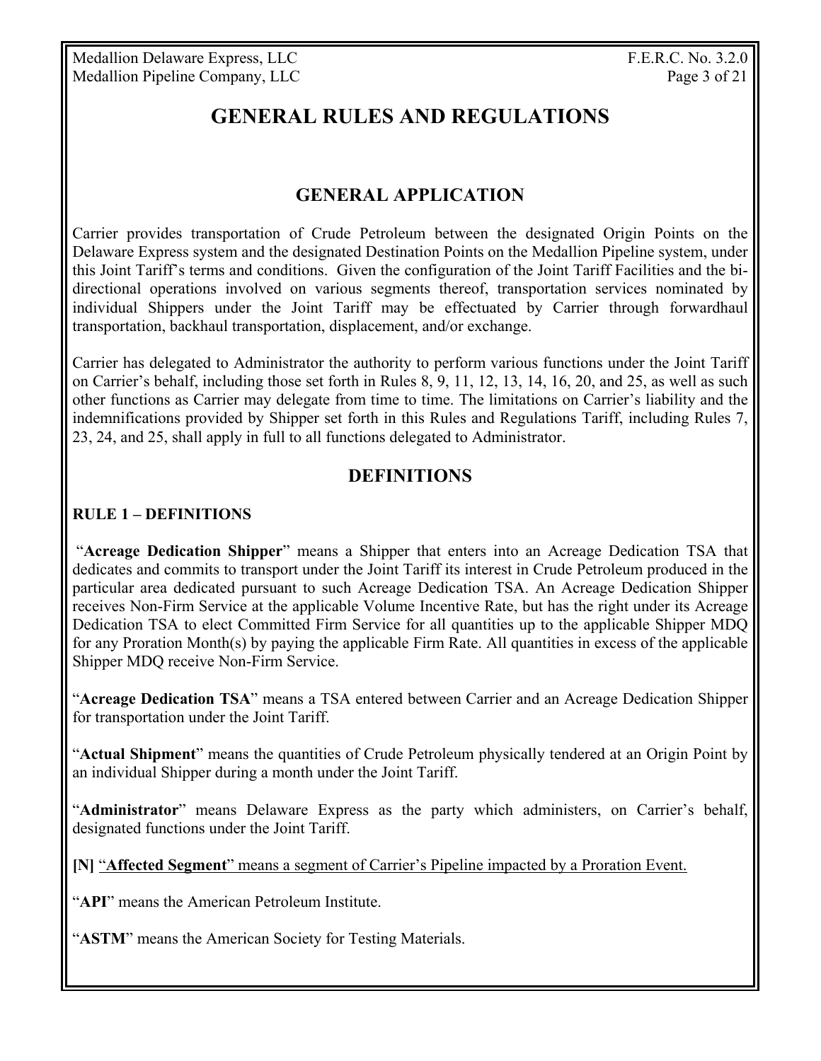# GENERAL RULES AND REGULATIONS

## GENERAL APPLICATION

Carrier provides transportation of Crude Petroleum between the designated Origin Points on the Delaware Express system and the designated Destination Points on the Medallion Pipeline system, under this Joint Tariff's terms and conditions. Given the configuration of the Joint Tariff Facilities and the bi-directional operations involved on various segments thereof, transportation services nominated by individual Shippers under the Joint Tariff may be effectuated by Carrier through forwardhaul transportation, backhaul transportation, displacement, and/or exchange.

Carrier has delegated to Administrator the authority to perform various functions under the Joint Tariff on Carrier's behalf, including those set forth in Rules 8, 9, 11, 12, 13, 14, 16, 20, and 25, as well as such other functions as Carrier may delegate from time to time. The limitations on Carrier's liability and the indemnifications provided by Shipper set forth in this Rules and Regulations Tariff, including Rules 7, 23, 24, and 25, shall apply in full to all functions delegated to Administrator.

## DEFINITIONS

### RULE 1 – DEFINITIONS

"**Acreage Dedication Shipper**" means a Shipper that enters into an Acreage Dedication TSA that dedicates and commits to transport under the Joint Tariff its interest in Crude Petroleum produced in the particular area dedicated pursuant to such Acreage Dedication TSA. An Acreage Dedication Shipper receives Non-Firm Service at the applicable Volume Incentive Rate, but has the right under its Acreage Dedication TSA to elect Committed Firm Service for all quantities up to the applicable Shipper MDQ for any Proration Month(s) by paying the applicable Firm Rate. All quantities in excess of the applicable Shipper MDQ receive Non-Firm Service.

"**Acreage Dedication TSA**" means a TSA entered between Carrier and an Acreage Dedication Shipper for transportation under the Joint Tariff.

"**Actual Shipment**" means the quantities of Crude Petroleum physically tendered at an Origin Point by an individual Shipper during a month under the Joint Tariff.

"**Administrator**" means Delaware Express as the party which administers, on Carrier's behalf, designated functions under the Joint Tariff.

**[N]** "**Affected Segment**" means a segment of Carrier's Pipeline impacted by a Proration Event.

"**API**" means the American Petroleum Institute.

"**ASTM**" means the American Society for Testing Materials.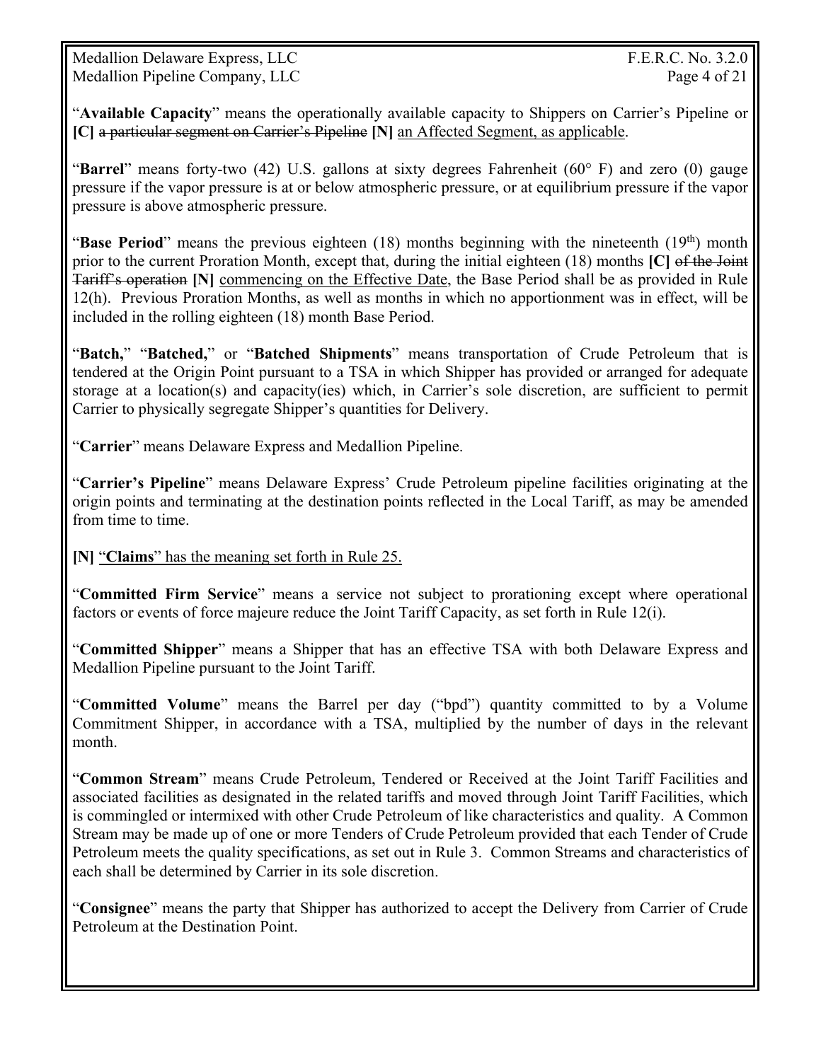"**Available Capacity**" means the operationally available capacity to Shippers on Carrier's Pipeline or **[C]** ~~a particular segment on Carrier's Pipeline~~ **[N]** <u>an Affected Segment, as applicable</u>.

"**Barrel**" means forty-two (42) U.S. gallons at sixty degrees Fahrenheit (60° F) and zero (0) gauge pressure if the vapor pressure is at or below atmospheric pressure, or at equilibrium pressure if the vapor pressure is above atmospheric pressure.

"**Base Period**" means the previous eighteen (18) months beginning with the nineteenth (19th) month prior to the current Proration Month, except that, during the initial eighteen (18) months **[C]** ~~of the Joint Tariff's operation~~ **[N]** <u>commencing on the Effective Date</u>, the Base Period shall be as provided in Rule 12(h). Previous Proration Months, as well as months in which no apportionment was in effect, will be included in the rolling eighteen (18) month Base Period.

"**Batch,**" "**Batched,**" or "**Batched Shipments**" means transportation of Crude Petroleum that is tendered at the Origin Point pursuant to a TSA in which Shipper has provided or arranged for adequate storage at a location(s) and capacity(ies) which, in Carrier's sole discretion, are sufficient to permit Carrier to physically segregate Shipper's quantities for Delivery.

"**Carrier**" means Delaware Express and Medallion Pipeline.

"**Carrier's Pipeline**" means Delaware Express' Crude Petroleum pipeline facilities originating at the origin points and terminating at the destination points reflected in the Local Tariff, as may be amended from time to time.

**[N]** <u>"**Claims**" has the meaning set forth in Rule 25.</u>

"**Committed Firm Service**" means a service not subject to prorationing except where operational factors or events of force majeure reduce the Joint Tariff Capacity, as set forth in Rule 12(i).

"**Committed Shipper**" means a Shipper that has an effective TSA with both Delaware Express and Medallion Pipeline pursuant to the Joint Tariff.

"**Committed Volume**" means the Barrel per day ("bpd") quantity committed to by a Volume Commitment Shipper, in accordance with a TSA, multiplied by the number of days in the relevant month.

"**Common Stream**" means Crude Petroleum, Tendered or Received at the Joint Tariff Facilities and associated facilities as designated in the related tariffs and moved through Joint Tariff Facilities, which is commingled or intermixed with other Crude Petroleum of like characteristics and quality. A Common Stream may be made up of one or more Tenders of Crude Petroleum provided that each Tender of Crude Petroleum meets the quality specifications, as set out in Rule 3. Common Streams and characteristics of each shall be determined by Carrier in its sole discretion.

"**Consignee**" means the party that Shipper has authorized to accept the Delivery from Carrier of Crude Petroleum at the Destination Point.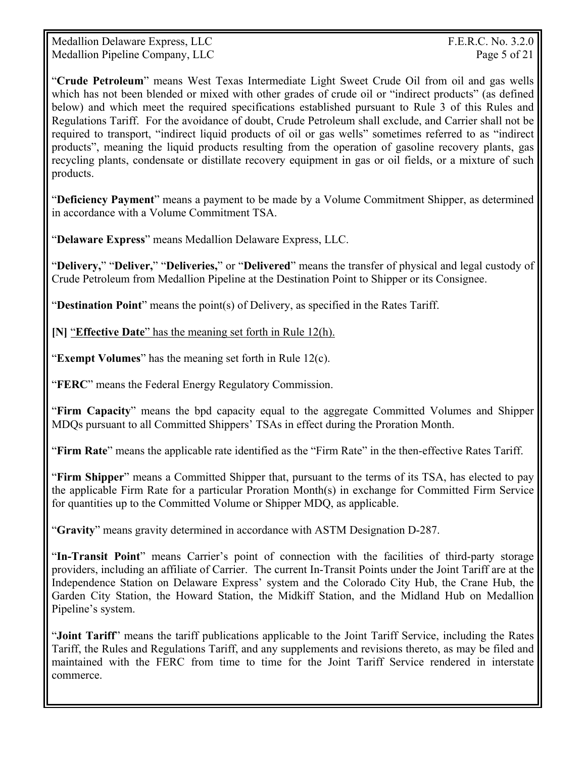"**Crude Petroleum**" means West Texas Intermediate Light Sweet Crude Oil from oil and gas wells which has not been blended or mixed with other grades of crude oil or "indirect products" (as defined below) and which meet the required specifications established pursuant to Rule 3 of this Rules and Regulations Tariff. For the avoidance of doubt, Crude Petroleum shall exclude, and Carrier shall not be required to transport, "indirect liquid products of oil or gas wells" sometimes referred to as "indirect products", meaning the liquid products resulting from the operation of gasoline recovery plants, gas recycling plants, condensate or distillate recovery equipment in gas or oil fields, or a mixture of such products.

"**Deficiency Payment**" means a payment to be made by a Volume Commitment Shipper, as determined in accordance with a Volume Commitment TSA.

"**Delaware Express**" means Medallion Delaware Express, LLC.

"**Delivery,**" "**Deliver,**" "**Deliveries,**" or "**Delivered**" means the transfer of physical and legal custody of Crude Petroleum from Medallion Pipeline at the Destination Point to Shipper or its Consignee.

"**Destination Point**" means the point(s) of Delivery, as specified in the Rates Tariff.

**[N]** "**Effective Date**" has the meaning set forth in Rule 12(h).

"**Exempt Volumes**" has the meaning set forth in Rule 12(c).

"**FERC**" means the Federal Energy Regulatory Commission.

"**Firm Capacity**" means the bpd capacity equal to the aggregate Committed Volumes and Shipper MDQs pursuant to all Committed Shippers' TSAs in effect during the Proration Month.

"**Firm Rate**" means the applicable rate identified as the "Firm Rate" in the then-effective Rates Tariff.

"**Firm Shipper**" means a Committed Shipper that, pursuant to the terms of its TSA, has elected to pay the applicable Firm Rate for a particular Proration Month(s) in exchange for Committed Firm Service for quantities up to the Committed Volume or Shipper MDQ, as applicable.

"**Gravity**" means gravity determined in accordance with ASTM Designation D-287.

"**In-Transit Point**" means Carrier's point of connection with the facilities of third-party storage providers, including an affiliate of Carrier. The current In-Transit Points under the Joint Tariff are at the Independence Station on Delaware Express' system and the Colorado City Hub, the Crane Hub, the Garden City Station, the Howard Station, the Midkiff Station, and the Midland Hub on Medallion Pipeline's system.

"**Joint Tariff**" means the tariff publications applicable to the Joint Tariff Service, including the Rates Tariff, the Rules and Regulations Tariff, and any supplements and revisions thereto, as may be filed and maintained with the FERC from time to time for the Joint Tariff Service rendered in interstate commerce.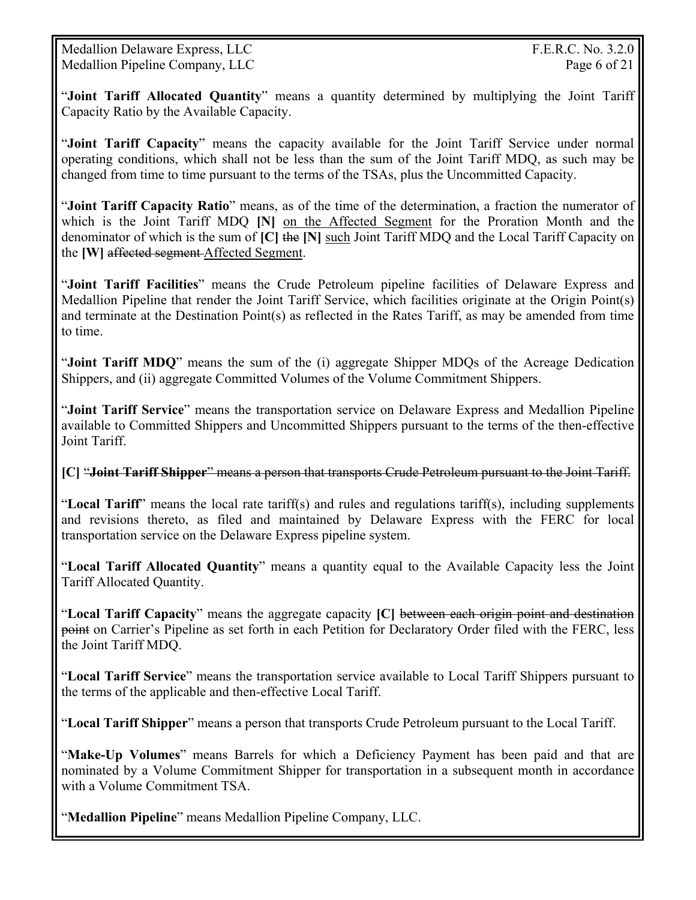"**Joint Tariff Allocated Quantity**" means a quantity determined by multiplying the Joint Tariff Capacity Ratio by the Available Capacity.

"**Joint Tariff Capacity**" means the capacity available for the Joint Tariff Service under normal operating conditions, which shall not be less than the sum of the Joint Tariff MDQ, as such may be changed from time to time pursuant to the terms of the TSAs, plus the Uncommitted Capacity.

"**Joint Tariff Capacity Ratio**" means, as of the time of the determination, a fraction the numerator of which is the Joint Tariff MDQ **[N]** <u>on the Affected Segment</u> for the Proration Month and the denominator of which is the sum of **[C]** ~~the~~ **[N]** <u>such</u> Joint Tariff MDQ and the Local Tariff Capacity on the **[W]** ~~affected segment~~ <u>Affected Segment</u>.

"**Joint Tariff Facilities**" means the Crude Petroleum pipeline facilities of Delaware Express and Medallion Pipeline that render the Joint Tariff Service, which facilities originate at the Origin Point(s) and terminate at the Destination Point(s) as reflected in the Rates Tariff, as may be amended from time to time.

"**Joint Tariff MDQ**" means the sum of the (i) aggregate Shipper MDQs of the Acreage Dedication Shippers, and (ii) aggregate Committed Volumes of the Volume Commitment Shippers.

"**Joint Tariff Service**" means the transportation service on Delaware Express and Medallion Pipeline available to Committed Shippers and Uncommitted Shippers pursuant to the terms of the then-effective Joint Tariff.

**[C]** ~~"**Joint Tariff Shipper**" means a person that transports Crude Petroleum pursuant to the Joint Tariff.~~

"**Local Tariff**" means the local rate tariff(s) and rules and regulations tariff(s), including supplements and revisions thereto, as filed and maintained by Delaware Express with the FERC for local transportation service on the Delaware Express pipeline system.

"**Local Tariff Allocated Quantity**" means a quantity equal to the Available Capacity less the Joint Tariff Allocated Quantity.

"**Local Tariff Capacity**" means the aggregate capacity **[C]** ~~between each origin point and destination point~~ on Carrier's Pipeline as set forth in each Petition for Declaratory Order filed with the FERC, less the Joint Tariff MDQ.

"**Local Tariff Service**" means the transportation service available to Local Tariff Shippers pursuant to the terms of the applicable and then-effective Local Tariff.

"**Local Tariff Shipper**" means a person that transports Crude Petroleum pursuant to the Local Tariff.

"**Make-Up Volumes**" means Barrels for which a Deficiency Payment has been paid and that are nominated by a Volume Commitment Shipper for transportation in a subsequent month in accordance with a Volume Commitment TSA.

"**Medallion Pipeline**" means Medallion Pipeline Company, LLC.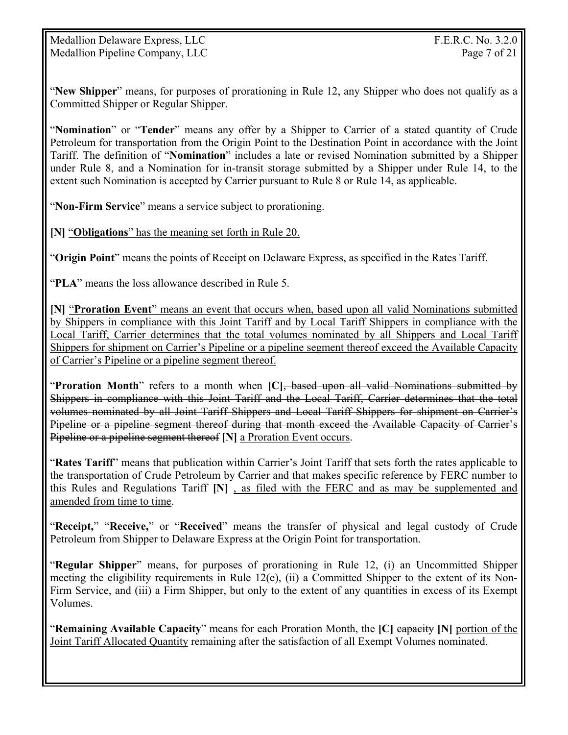"**New Shipper**" means, for purposes of prorationing in Rule 12, any Shipper who does not qualify as a Committed Shipper or Regular Shipper.

"**Nomination**" or "**Tender**" means any offer by a Shipper to Carrier of a stated quantity of Crude Petroleum for transportation from the Origin Point to the Destination Point in accordance with the Joint Tariff. The definition of "**Nomination**" includes a late or revised Nomination submitted by a Shipper under Rule 8, and a Nomination for in-transit storage submitted by a Shipper under Rule 14, to the extent such Nomination is accepted by Carrier pursuant to Rule 8 or Rule 14, as applicable.

"**Non-Firm Service**" means a service subject to prorationing.

**[N]** "**Obligations**" has the meaning set forth in Rule 20.

"**Origin Point**" means the points of Receipt on Delaware Express, as specified in the Rates Tariff.

"**PLA**" means the loss allowance described in Rule 5.

**[N]** "**Proration Event**" means an event that occurs when, based upon all valid Nominations submitted by Shippers in compliance with this Joint Tariff and by Local Tariff Shippers in compliance with the Local Tariff, Carrier determines that the total volumes nominated by all Shippers and Local Tariff Shippers for shipment on Carrier's Pipeline or a pipeline segment thereof exceed the Available Capacity of Carrier's Pipeline or a pipeline segment thereof.

"**Proration Month**" refers to a month when **[C]** ~~, based upon all valid Nominations submitted by Shippers in compliance with this Joint Tariff and the Local Tariff, Carrier determines that the total volumes nominated by all Joint Tariff Shippers and Local Tariff Shippers for shipment on Carrier's Pipeline or a pipeline segment thereof during that month exceed the Available Capacity of Carrier's Pipeline or a pipeline segment thereof~~ **[N]** a Proration Event occurs.

"**Rates Tariff**" means that publication within Carrier's Joint Tariff that sets forth the rates applicable to the transportation of Crude Petroleum by Carrier and that makes specific reference by FERC number to this Rules and Regulations Tariff **[N]** , as filed with the FERC and as may be supplemented and amended from time to time.

"**Receipt,**" "**Receive,**" or "**Received**" means the transfer of physical and legal custody of Crude Petroleum from Shipper to Delaware Express at the Origin Point for transportation.

"**Regular Shipper**" means, for purposes of prorationing in Rule 12, (i) an Uncommitted Shipper meeting the eligibility requirements in Rule 12(e), (ii) a Committed Shipper to the extent of its Non-Firm Service, and (iii) a Firm Shipper, but only to the extent of any quantities in excess of its Exempt Volumes.

"**Remaining Available Capacity**" means for each Proration Month, the **[C]** ~~capacity~~ **[N]** portion of the Joint Tariff Allocated Quantity remaining after the satisfaction of all Exempt Volumes nominated.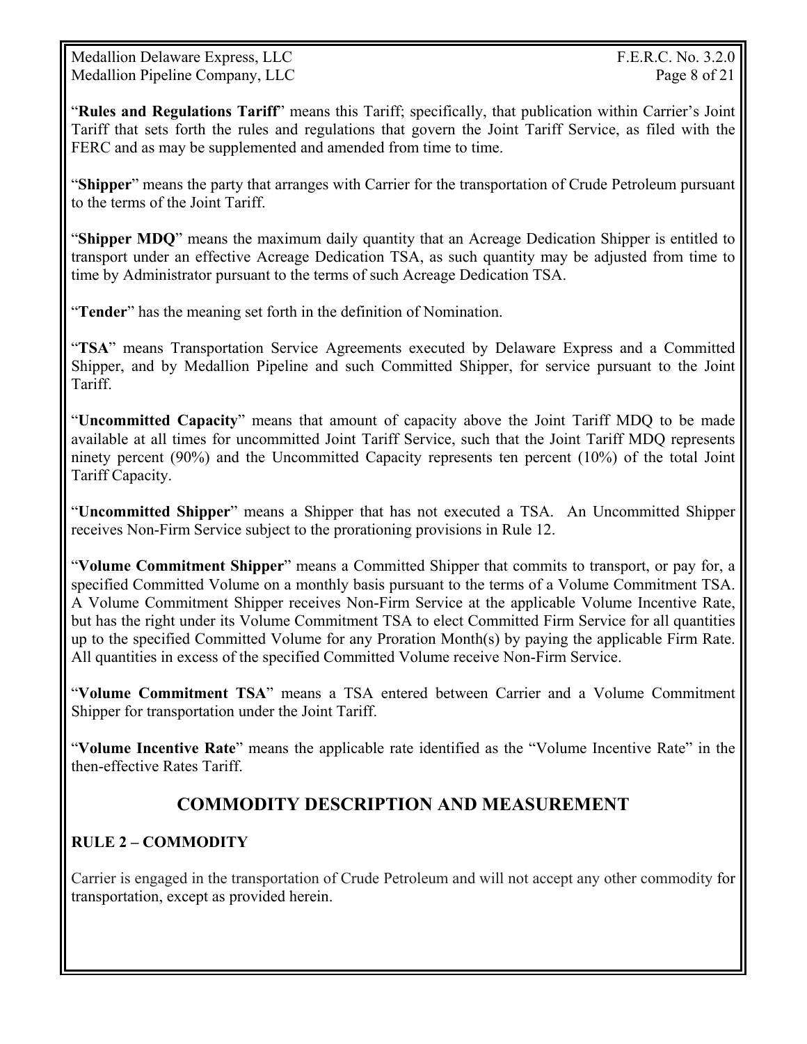"**Rules and Regulations Tariff**" means this Tariff; specifically, that publication within Carrier's Joint Tariff that sets forth the rules and regulations that govern the Joint Tariff Service, as filed with the FERC and as may be supplemented and amended from time to time.

"**Shipper**" means the party that arranges with Carrier for the transportation of Crude Petroleum pursuant to the terms of the Joint Tariff.

"**Shipper MDQ**" means the maximum daily quantity that an Acreage Dedication Shipper is entitled to transport under an effective Acreage Dedication TSA, as such quantity may be adjusted from time to time by Administrator pursuant to the terms of such Acreage Dedication TSA.

"**Tender**" has the meaning set forth in the definition of Nomination.

"**TSA**" means Transportation Service Agreements executed by Delaware Express and a Committed Shipper, and by Medallion Pipeline and such Committed Shipper, for service pursuant to the Joint Tariff.

"**Uncommitted Capacity**" means that amount of capacity above the Joint Tariff MDQ to be made available at all times for uncommitted Joint Tariff Service, such that the Joint Tariff MDQ represents ninety percent (90%) and the Uncommitted Capacity represents ten percent (10%) of the total Joint Tariff Capacity.

"**Uncommitted Shipper**" means a Shipper that has not executed a TSA. An Uncommitted Shipper receives Non-Firm Service subject to the prorationing provisions in Rule 12.

"**Volume Commitment Shipper**" means a Committed Shipper that commits to transport, or pay for, a specified Committed Volume on a monthly basis pursuant to the terms of a Volume Commitment TSA. A Volume Commitment Shipper receives Non-Firm Service at the applicable Volume Incentive Rate, but has the right under its Volume Commitment TSA to elect Committed Firm Service for all quantities up to the specified Committed Volume for any Proration Month(s) by paying the applicable Firm Rate. All quantities in excess of the specified Committed Volume receive Non-Firm Service.

"**Volume Commitment TSA**" means a TSA entered between Carrier and a Volume Commitment Shipper for transportation under the Joint Tariff.

"**Volume Incentive Rate**" means the applicable rate identified as the "Volume Incentive Rate" in the then-effective Rates Tariff.

## COMMODITY DESCRIPTION AND MEASUREMENT

### RULE 2 – COMMODITY

Carrier is engaged in the transportation of Crude Petroleum and will not accept any other commodity for transportation, except as provided herein.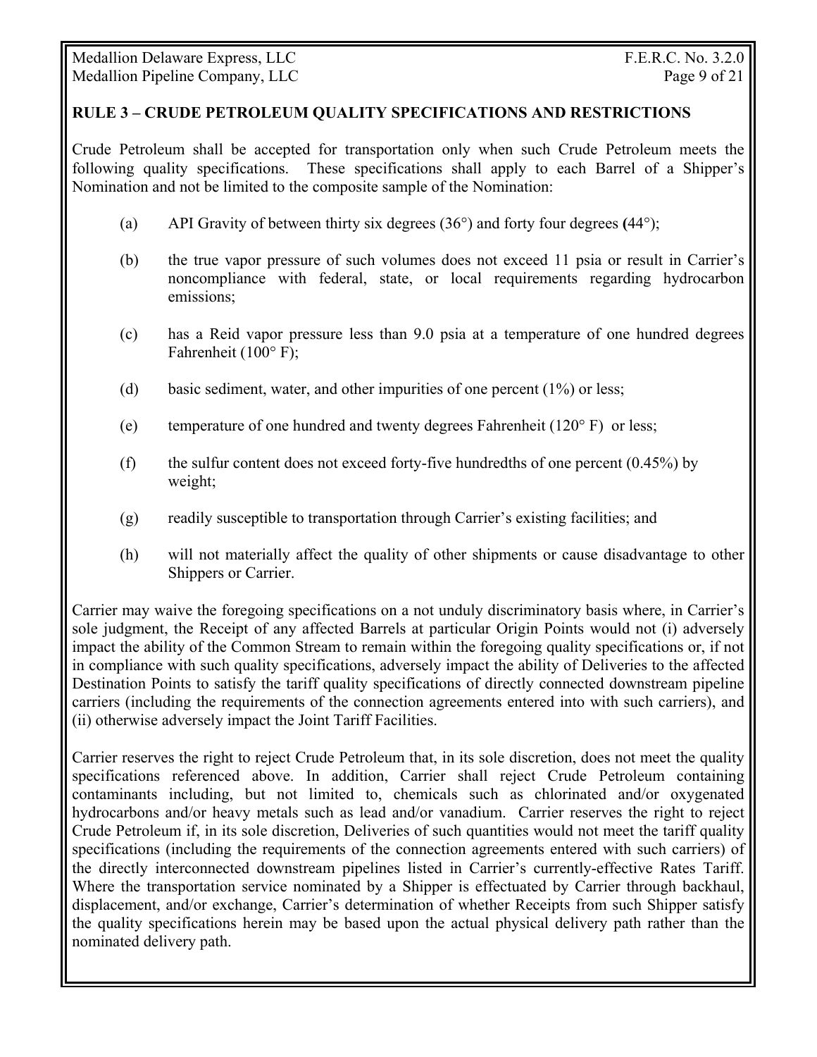## RULE 3 – CRUDE PETROLEUM QUALITY SPECIFICATIONS AND RESTRICTIONS

Crude Petroleum shall be accepted for transportation only when such Crude Petroleum meets the following quality specifications. These specifications shall apply to each Barrel of a Shipper's Nomination and not be limited to the composite sample of the Nomination:

(a) API Gravity of between thirty six degrees (36°) and forty four degrees (44°);

(b) the true vapor pressure of such volumes does not exceed 11 psia or result in Carrier's noncompliance with federal, state, or local requirements regarding hydrocarbon emissions;

(c) has a Reid vapor pressure less than 9.0 psia at a temperature of one hundred degrees Fahrenheit (100° F);

(d) basic sediment, water, and other impurities of one percent (1%) or less;

(e) temperature of one hundred and twenty degrees Fahrenheit (120° F) or less;

(f) the sulfur content does not exceed forty-five hundredths of one percent (0.45%) by weight;

(g) readily susceptible to transportation through Carrier's existing facilities; and

(h) will not materially affect the quality of other shipments or cause disadvantage to other Shippers or Carrier.

Carrier may waive the foregoing specifications on a not unduly discriminatory basis where, in Carrier's sole judgment, the Receipt of any affected Barrels at particular Origin Points would not (i) adversely impact the ability of the Common Stream to remain within the foregoing quality specifications or, if not in compliance with such quality specifications, adversely impact the ability of Deliveries to the affected Destination Points to satisfy the tariff quality specifications of directly connected downstream pipeline carriers (including the requirements of the connection agreements entered into with such carriers), and (ii) otherwise adversely impact the Joint Tariff Facilities.

Carrier reserves the right to reject Crude Petroleum that, in its sole discretion, does not meet the quality specifications referenced above. In addition, Carrier shall reject Crude Petroleum containing contaminants including, but not limited to, chemicals such as chlorinated and/or oxygenated hydrocarbons and/or heavy metals such as lead and/or vanadium. Carrier reserves the right to reject Crude Petroleum if, in its sole discretion, Deliveries of such quantities would not meet the tariff quality specifications (including the requirements of the connection agreements entered with such carriers) of the directly interconnected downstream pipelines listed in Carrier's currently-effective Rates Tariff. Where the transportation service nominated by a Shipper is effectuated by Carrier through backhaul, displacement, and/or exchange, Carrier's determination of whether Receipts from such Shipper satisfy the quality specifications herein may be based upon the actual physical delivery path rather than the nominated delivery path.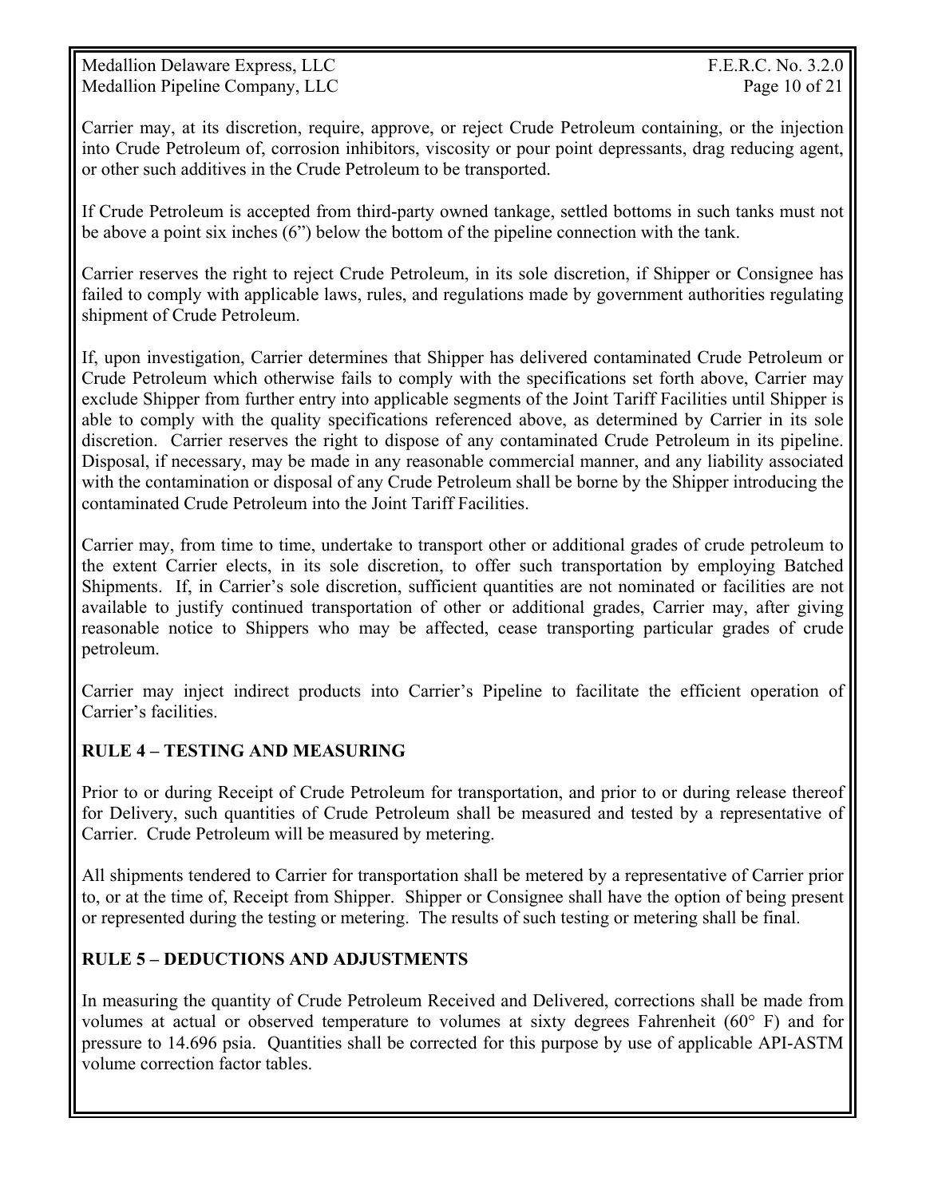Carrier may, at its discretion, require, approve, or reject Crude Petroleum containing, or the injection into Crude Petroleum of, corrosion inhibitors, viscosity or pour point depressants, drag reducing agent, or other such additives in the Crude Petroleum to be transported.

If Crude Petroleum is accepted from third-party owned tankage, settled bottoms in such tanks must not be above a point six inches (6") below the bottom of the pipeline connection with the tank.

Carrier reserves the right to reject Crude Petroleum, in its sole discretion, if Shipper or Consignee has failed to comply with applicable laws, rules, and regulations made by government authorities regulating shipment of Crude Petroleum.

If, upon investigation, Carrier determines that Shipper has delivered contaminated Crude Petroleum or Crude Petroleum which otherwise fails to comply with the specifications set forth above, Carrier may exclude Shipper from further entry into applicable segments of the Joint Tariff Facilities until Shipper is able to comply with the quality specifications referenced above, as determined by Carrier in its sole discretion. Carrier reserves the right to dispose of any contaminated Crude Petroleum in its pipeline. Disposal, if necessary, may be made in any reasonable commercial manner, and any liability associated with the contamination or disposal of any Crude Petroleum shall be borne by the Shipper introducing the contaminated Crude Petroleum into the Joint Tariff Facilities.

Carrier may, from time to time, undertake to transport other or additional grades of crude petroleum to the extent Carrier elects, in its sole discretion, to offer such transportation by employing Batched Shipments. If, in Carrier's sole discretion, sufficient quantities are not nominated or facilities are not available to justify continued transportation of other or additional grades, Carrier may, after giving reasonable notice to Shippers who may be affected, cease transporting particular grades of crude petroleum.

Carrier may inject indirect products into Carrier's Pipeline to facilitate the efficient operation of Carrier's facilities.

## RULE 4 – TESTING AND MEASURING

Prior to or during Receipt of Crude Petroleum for transportation, and prior to or during release thereof for Delivery, such quantities of Crude Petroleum shall be measured and tested by a representative of Carrier. Crude Petroleum will be measured by metering.

All shipments tendered to Carrier for transportation shall be metered by a representative of Carrier prior to, or at the time of, Receipt from Shipper. Shipper or Consignee shall have the option of being present or represented during the testing or metering. The results of such testing or metering shall be final.

## RULE 5 – DEDUCTIONS AND ADJUSTMENTS

In measuring the quantity of Crude Petroleum Received and Delivered, corrections shall be made from volumes at actual or observed temperature to volumes at sixty degrees Fahrenheit (60° F) and for pressure to 14.696 psia. Quantities shall be corrected for this purpose by use of applicable API-ASTM volume correction factor tables.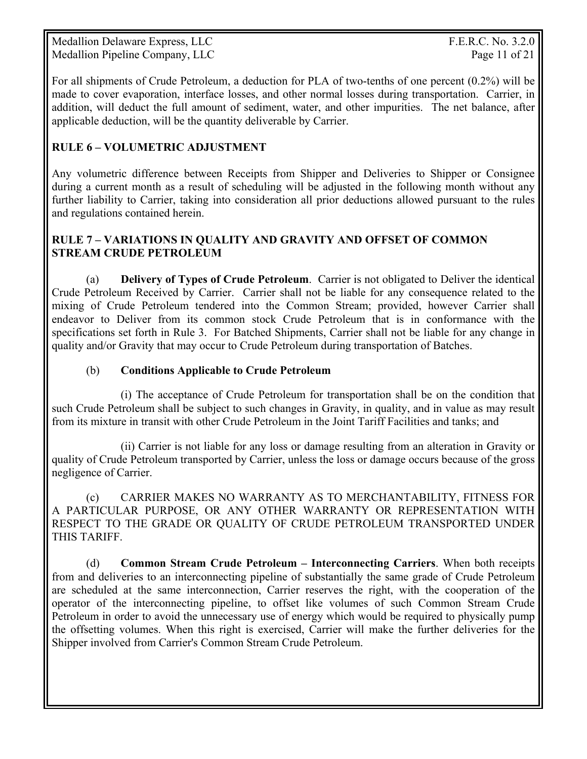For all shipments of Crude Petroleum, a deduction for PLA of two-tenths of one percent (0.2%) will be made to cover evaporation, interface losses, and other normal losses during transportation. Carrier, in addition, will deduct the full amount of sediment, water, and other impurities. The net balance, after applicable deduction, will be the quantity deliverable by Carrier.

## RULE 6 – VOLUMETRIC ADJUSTMENT

Any volumetric difference between Receipts from Shipper and Deliveries to Shipper or Consignee during a current month as a result of scheduling will be adjusted in the following month without any further liability to Carrier, taking into consideration all prior deductions allowed pursuant to the rules and regulations contained herein.

## RULE 7 – VARIATIONS IN QUALITY AND GRAVITY AND OFFSET OF COMMON STREAM CRUDE PETROLEUM

(a) **Delivery of Types of Crude Petroleum**. Carrier is not obligated to Deliver the identical Crude Petroleum Received by Carrier. Carrier shall not be liable for any consequence related to the mixing of Crude Petroleum tendered into the Common Stream; provided, however Carrier shall endeavor to Deliver from its common stock Crude Petroleum that is in conformance with the specifications set forth in Rule 3. For Batched Shipments, Carrier shall not be liable for any change in quality and/or Gravity that may occur to Crude Petroleum during transportation of Batches.

(b) **Conditions Applicable to Crude Petroleum**

(i) The acceptance of Crude Petroleum for transportation shall be on the condition that such Crude Petroleum shall be subject to such changes in Gravity, in quality, and in value as may result from its mixture in transit with other Crude Petroleum in the Joint Tariff Facilities and tanks; and

(ii) Carrier is not liable for any loss or damage resulting from an alteration in Gravity or quality of Crude Petroleum transported by Carrier, unless the loss or damage occurs because of the gross negligence of Carrier.

(c) CARRIER MAKES NO WARRANTY AS TO MERCHANTABILITY, FITNESS FOR A PARTICULAR PURPOSE, OR ANY OTHER WARRANTY OR REPRESENTATION WITH RESPECT TO THE GRADE OR QUALITY OF CRUDE PETROLEUM TRANSPORTED UNDER THIS TARIFF.

(d) **Common Stream Crude Petroleum – Interconnecting Carriers**. When both receipts from and deliveries to an interconnecting pipeline of substantially the same grade of Crude Petroleum are scheduled at the same interconnection, Carrier reserves the right, with the cooperation of the operator of the interconnecting pipeline, to offset like volumes of such Common Stream Crude Petroleum in order to avoid the unnecessary use of energy which would be required to physically pump the offsetting volumes. When this right is exercised, Carrier will make the further deliveries for the Shipper involved from Carrier's Common Stream Crude Petroleum.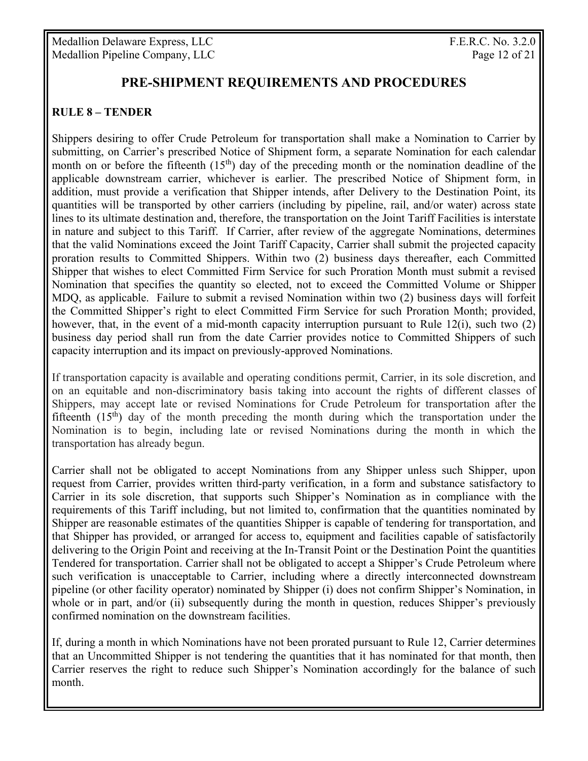## PRE-SHIPMENT REQUIREMENTS AND PROCEDURES

### RULE 8 – TENDER

Shippers desiring to offer Crude Petroleum for transportation shall make a Nomination to Carrier by submitting, on Carrier's prescribed Notice of Shipment form, a separate Nomination for each calendar month on or before the fifteenth (15th) day of the preceding month or the nomination deadline of the applicable downstream carrier, whichever is earlier. The prescribed Notice of Shipment form, in addition, must provide a verification that Shipper intends, after Delivery to the Destination Point, its quantities will be transported by other carriers (including by pipeline, rail, and/or water) across state lines to its ultimate destination and, therefore, the transportation on the Joint Tariff Facilities is interstate in nature and subject to this Tariff. If Carrier, after review of the aggregate Nominations, determines that the valid Nominations exceed the Joint Tariff Capacity, Carrier shall submit the projected capacity proration results to Committed Shippers. Within two (2) business days thereafter, each Committed Shipper that wishes to elect Committed Firm Service for such Proration Month must submit a revised Nomination that specifies the quantity so elected, not to exceed the Committed Volume or Shipper MDQ, as applicable. Failure to submit a revised Nomination within two (2) business days will forfeit the Committed Shipper's right to elect Committed Firm Service for such Proration Month; provided, however, that, in the event of a mid-month capacity interruption pursuant to Rule 12(i), such two (2) business day period shall run from the date Carrier provides notice to Committed Shippers of such capacity interruption and its impact on previously-approved Nominations.

If transportation capacity is available and operating conditions permit, Carrier, in its sole discretion, and on an equitable and non-discriminatory basis taking into account the rights of different classes of Shippers, may accept late or revised Nominations for Crude Petroleum for transportation after the fifteenth (15th) day of the month preceding the month during which the transportation under the Nomination is to begin, including late or revised Nominations during the month in which the transportation has already begun.

Carrier shall not be obligated to accept Nominations from any Shipper unless such Shipper, upon request from Carrier, provides written third-party verification, in a form and substance satisfactory to Carrier in its sole discretion, that supports such Shipper's Nomination as in compliance with the requirements of this Tariff including, but not limited to, confirmation that the quantities nominated by Shipper are reasonable estimates of the quantities Shipper is capable of tendering for transportation, and that Shipper has provided, or arranged for access to, equipment and facilities capable of satisfactorily delivering to the Origin Point and receiving at the In-Transit Point or the Destination Point the quantities Tendered for transportation. Carrier shall not be obligated to accept a Shipper's Crude Petroleum where such verification is unacceptable to Carrier, including where a directly interconnected downstream pipeline (or other facility operator) nominated by Shipper (i) does not confirm Shipper's Nomination, in whole or in part, and/or (ii) subsequently during the month in question, reduces Shipper's previously confirmed nomination on the downstream facilities.

If, during a month in which Nominations have not been prorated pursuant to Rule 12, Carrier determines that an Uncommitted Shipper is not tendering the quantities that it has nominated for that month, then Carrier reserves the right to reduce such Shipper's Nomination accordingly for the balance of such month.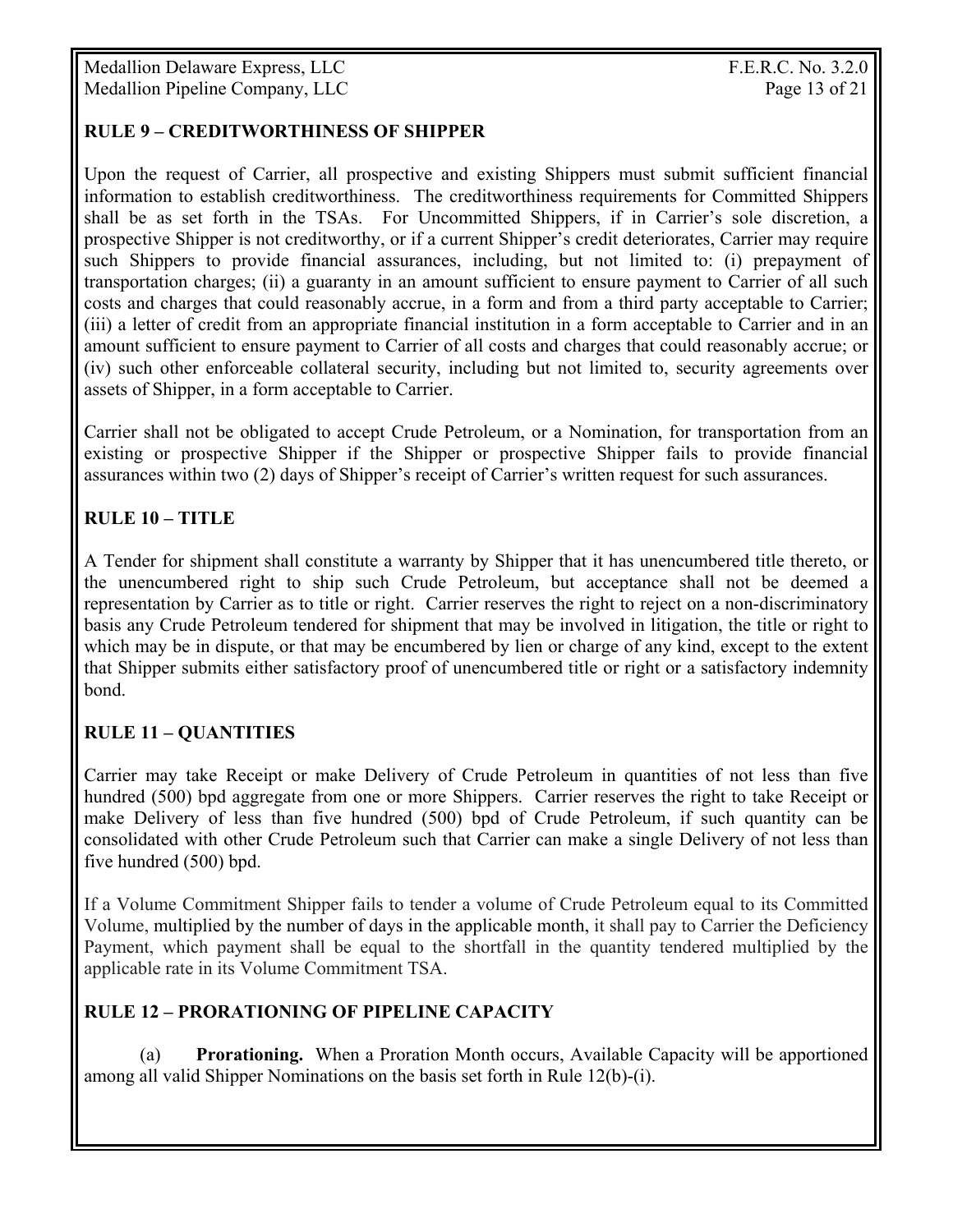## RULE 9 – CREDITWORTHINESS OF SHIPPER

Upon the request of Carrier, all prospective and existing Shippers must submit sufficient financial information to establish creditworthiness. The creditworthiness requirements for Committed Shippers shall be as set forth in the TSAs. For Uncommitted Shippers, if in Carrier's sole discretion, a prospective Shipper is not creditworthy, or if a current Shipper's credit deteriorates, Carrier may require such Shippers to provide financial assurances, including, but not limited to: (i) prepayment of transportation charges; (ii) a guaranty in an amount sufficient to ensure payment to Carrier of all such costs and charges that could reasonably accrue, in a form and from a third party acceptable to Carrier; (iii) a letter of credit from an appropriate financial institution in a form acceptable to Carrier and in an amount sufficient to ensure payment to Carrier of all costs and charges that could reasonably accrue; or (iv) such other enforceable collateral security, including but not limited to, security agreements over assets of Shipper, in a form acceptable to Carrier.

Carrier shall not be obligated to accept Crude Petroleum, or a Nomination, for transportation from an existing or prospective Shipper if the Shipper or prospective Shipper fails to provide financial assurances within two (2) days of Shipper's receipt of Carrier's written request for such assurances.

## RULE 10 – TITLE

A Tender for shipment shall constitute a warranty by Shipper that it has unencumbered title thereto, or the unencumbered right to ship such Crude Petroleum, but acceptance shall not be deemed a representation by Carrier as to title or right. Carrier reserves the right to reject on a non-discriminatory basis any Crude Petroleum tendered for shipment that may be involved in litigation, the title or right to which may be in dispute, or that may be encumbered by lien or charge of any kind, except to the extent that Shipper submits either satisfactory proof of unencumbered title or right or a satisfactory indemnity bond.

## RULE 11 – QUANTITIES

Carrier may take Receipt or make Delivery of Crude Petroleum in quantities of not less than five hundred (500) bpd aggregate from one or more Shippers. Carrier reserves the right to take Receipt or make Delivery of less than five hundred (500) bpd of Crude Petroleum, if such quantity can be consolidated with other Crude Petroleum such that Carrier can make a single Delivery of not less than five hundred (500) bpd.

If a Volume Commitment Shipper fails to tender a volume of Crude Petroleum equal to its Committed Volume, multiplied by the number of days in the applicable month, it shall pay to Carrier the Deficiency Payment, which payment shall be equal to the shortfall in the quantity tendered multiplied by the applicable rate in its Volume Commitment TSA.

## RULE 12 – PRORATIONING OF PIPELINE CAPACITY

(a) **Prorationing.** When a Proration Month occurs, Available Capacity will be apportioned among all valid Shipper Nominations on the basis set forth in Rule 12(b)-(i).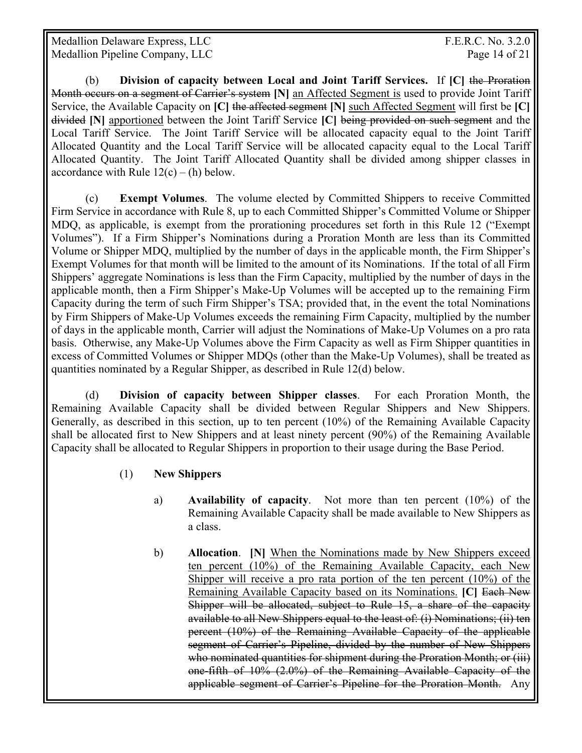(b) **Division of capacity between Local and Joint Tariff Services.** If **[C]** ~~the Proration Month occurs on a segment of Carrier's system~~ **[N]** <u>an Affected Segment is</u> used to provide Joint Tariff Service, the Available Capacity on **[C]** ~~the affected segment~~ **[N]** <u>such Affected Segment</u> will first be **[C]** ~~divided~~ **[N]** <u>apportioned</u> between the Joint Tariff Service **[C]** ~~being provided on such segment~~ and the Local Tariff Service. The Joint Tariff Service will be allocated capacity equal to the Joint Tariff Allocated Quantity and the Local Tariff Service will be allocated capacity equal to the Local Tariff Allocated Quantity. The Joint Tariff Allocated Quantity shall be divided among shipper classes in accordance with Rule 12(c) – (h) below.

(c) **Exempt Volumes**. The volume elected by Committed Shippers to receive Committed Firm Service in accordance with Rule 8, up to each Committed Shipper's Committed Volume or Shipper MDQ, as applicable, is exempt from the prorationing procedures set forth in this Rule 12 ("Exempt Volumes"). If a Firm Shipper's Nominations during a Proration Month are less than its Committed Volume or Shipper MDQ, multiplied by the number of days in the applicable month, the Firm Shipper's Exempt Volumes for that month will be limited to the amount of its Nominations. If the total of all Firm Shippers' aggregate Nominations is less than the Firm Capacity, multiplied by the number of days in the applicable month, then a Firm Shipper's Make-Up Volumes will be accepted up to the remaining Firm Capacity during the term of such Firm Shipper's TSA; provided that, in the event the total Nominations by Firm Shippers of Make-Up Volumes exceeds the remaining Firm Capacity, multiplied by the number of days in the applicable month, Carrier will adjust the Nominations of Make-Up Volumes on a pro rata basis. Otherwise, any Make-Up Volumes above the Firm Capacity as well as Firm Shipper quantities in excess of Committed Volumes or Shipper MDQs (other than the Make-Up Volumes), shall be treated as quantities nominated by a Regular Shipper, as described in Rule 12(d) below.

(d) **Division of capacity between Shipper classes**. For each Proration Month, the Remaining Available Capacity shall be divided between Regular Shippers and New Shippers. Generally, as described in this section, up to ten percent (10%) of the Remaining Available Capacity shall be allocated first to New Shippers and at least ninety percent (90%) of the Remaining Available Capacity shall be allocated to Regular Shippers in proportion to their usage during the Base Period.

(1) **New Shippers**

a) **Availability of capacity**. Not more than ten percent (10%) of the Remaining Available Capacity shall be made available to New Shippers as a class.

b) **Allocation**. **[N]** <u>When the Nominations made by New Shippers exceed ten percent (10%) of the Remaining Available Capacity, each New Shipper will receive a pro rata portion of the ten percent (10%) of the Remaining Available Capacity based on its Nominations.</u> **[C]** ~~Each New Shipper will be allocated, subject to Rule 15, a share of the capacity available to all New Shippers equal to the least of: (i) Nominations; (ii) ten percent (10%) of the Remaining Available Capacity of the applicable segment of Carrier's Pipeline, divided by the number of New Shippers who nominated quantities for shipment during the Proration Month; or (iii) one-fifth of 10% (2.0%) of the Remaining Available Capacity of the applicable segment of Carrier's Pipeline for the Proration Month.~~ Any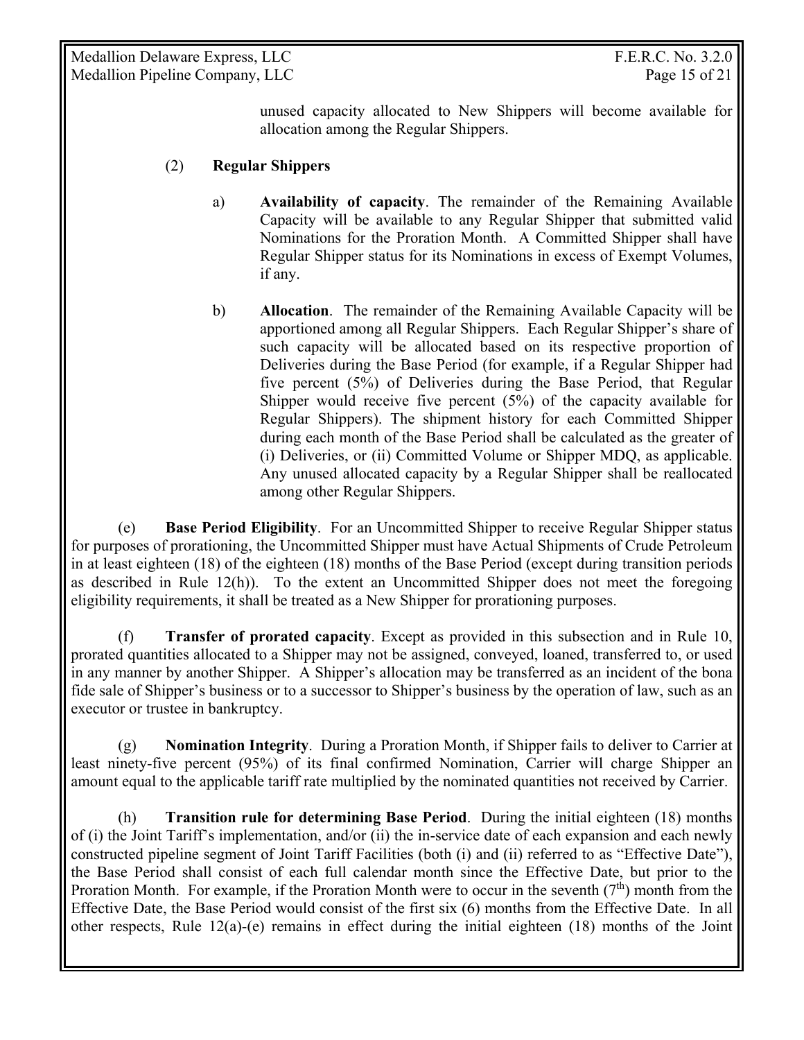unused capacity allocated to New Shippers will become available for allocation among the Regular Shippers.

(2) **Regular Shippers**

a) **Availability of capacity**. The remainder of the Remaining Available Capacity will be available to any Regular Shipper that submitted valid Nominations for the Proration Month. A Committed Shipper shall have Regular Shipper status for its Nominations in excess of Exempt Volumes, if any.

b) **Allocation**. The remainder of the Remaining Available Capacity will be apportioned among all Regular Shippers. Each Regular Shipper's share of such capacity will be allocated based on its respective proportion of Deliveries during the Base Period (for example, if a Regular Shipper had five percent (5%) of Deliveries during the Base Period, that Regular Shipper would receive five percent (5%) of the capacity available for Regular Shippers). The shipment history for each Committed Shipper during each month of the Base Period shall be calculated as the greater of (i) Deliveries, or (ii) Committed Volume or Shipper MDQ, as applicable. Any unused allocated capacity by a Regular Shipper shall be reallocated among other Regular Shippers.

(e) **Base Period Eligibility**. For an Uncommitted Shipper to receive Regular Shipper status for purposes of prorationing, the Uncommitted Shipper must have Actual Shipments of Crude Petroleum in at least eighteen (18) of the eighteen (18) months of the Base Period (except during transition periods as described in Rule 12(h)). To the extent an Uncommitted Shipper does not meet the foregoing eligibility requirements, it shall be treated as a New Shipper for prorationing purposes.

(f) **Transfer of prorated capacity**. Except as provided in this subsection and in Rule 10, prorated quantities allocated to a Shipper may not be assigned, conveyed, loaned, transferred to, or used in any manner by another Shipper. A Shipper's allocation may be transferred as an incident of the bona fide sale of Shipper's business or to a successor to Shipper's business by the operation of law, such as an executor or trustee in bankruptcy.

(g) **Nomination Integrity**. During a Proration Month, if Shipper fails to deliver to Carrier at least ninety-five percent (95%) of its final confirmed Nomination, Carrier will charge Shipper an amount equal to the applicable tariff rate multiplied by the nominated quantities not received by Carrier.

(h) **Transition rule for determining Base Period**. During the initial eighteen (18) months of (i) the Joint Tariff's implementation, and/or (ii) the in-service date of each expansion and each newly constructed pipeline segment of Joint Tariff Facilities (both (i) and (ii) referred to as "Effective Date"), the Base Period shall consist of each full calendar month since the Effective Date, but prior to the Proration Month. For example, if the Proration Month were to occur in the seventh (7th) month from the Effective Date, the Base Period would consist of the first six (6) months from the Effective Date. In all other respects, Rule 12(a)-(e) remains in effect during the initial eighteen (18) months of the Joint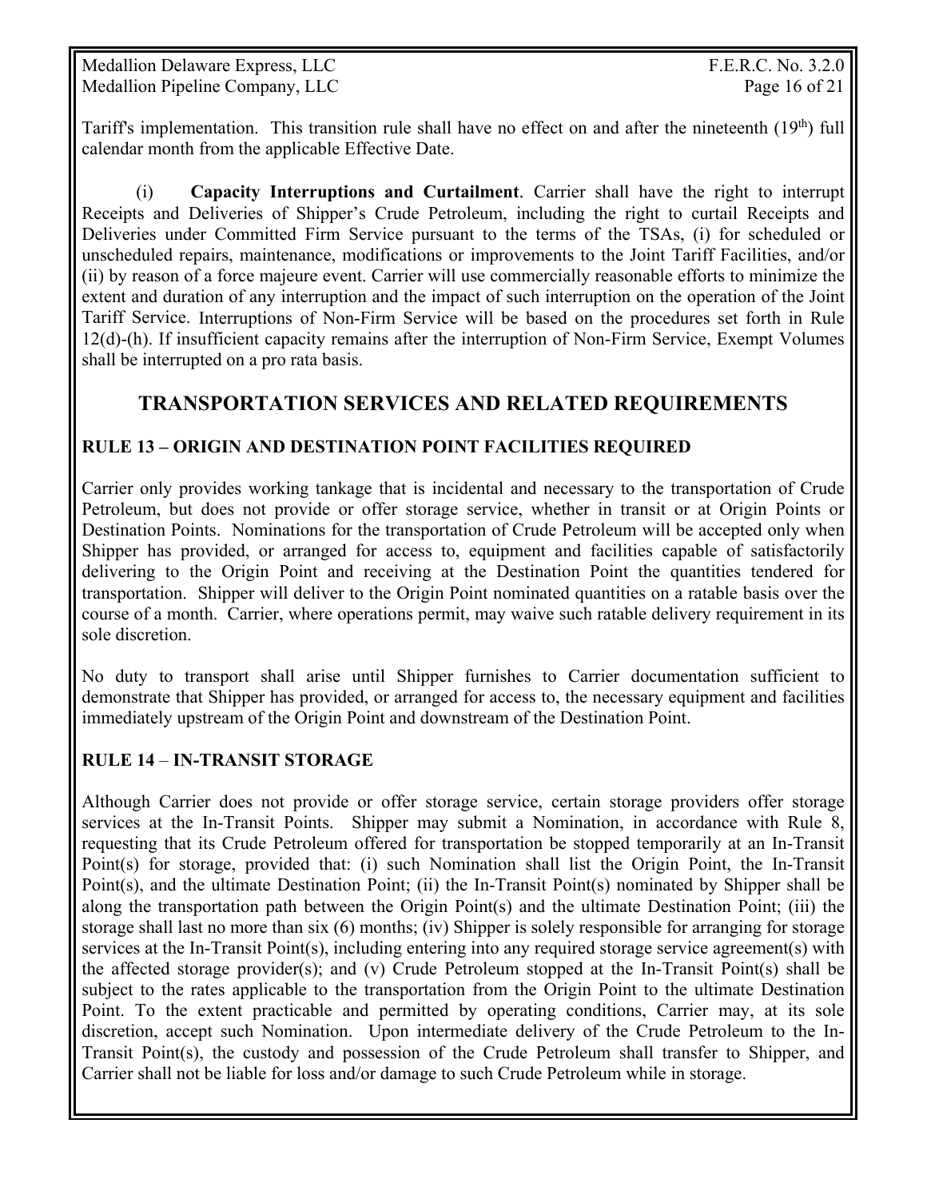Tariff's implementation. This transition rule shall have no effect on and after the nineteenth (19th) full calendar month from the applicable Effective Date.

(i) **Capacity Interruptions and Curtailment**. Carrier shall have the right to interrupt Receipts and Deliveries of Shipper's Crude Petroleum, including the right to curtail Receipts and Deliveries under Committed Firm Service pursuant to the terms of the TSAs, (i) for scheduled or unscheduled repairs, maintenance, modifications or improvements to the Joint Tariff Facilities, and/or (ii) by reason of a force majeure event. Carrier will use commercially reasonable efforts to minimize the extent and duration of any interruption and the impact of such interruption on the operation of the Joint Tariff Service. Interruptions of Non-Firm Service will be based on the procedures set forth in Rule 12(d)-(h). If insufficient capacity remains after the interruption of Non-Firm Service, Exempt Volumes shall be interrupted on a pro rata basis.

## TRANSPORTATION SERVICES AND RELATED REQUIREMENTS

### RULE 13 – ORIGIN AND DESTINATION POINT FACILITIES REQUIRED

Carrier only provides working tankage that is incidental and necessary to the transportation of Crude Petroleum, but does not provide or offer storage service, whether in transit or at Origin Points or Destination Points. Nominations for the transportation of Crude Petroleum will be accepted only when Shipper has provided, or arranged for access to, equipment and facilities capable of satisfactorily delivering to the Origin Point and receiving at the Destination Point the quantities tendered for transportation. Shipper will deliver to the Origin Point nominated quantities on a ratable basis over the course of a month. Carrier, where operations permit, may waive such ratable delivery requirement in its sole discretion.

No duty to transport shall arise until Shipper furnishes to Carrier documentation sufficient to demonstrate that Shipper has provided, or arranged for access to, the necessary equipment and facilities immediately upstream of the Origin Point and downstream of the Destination Point.

### RULE 14 – IN-TRANSIT STORAGE

Although Carrier does not provide or offer storage service, certain storage providers offer storage services at the In-Transit Points. Shipper may submit a Nomination, in accordance with Rule 8, requesting that its Crude Petroleum offered for transportation be stopped temporarily at an In-Transit Point(s) for storage, provided that: (i) such Nomination shall list the Origin Point, the In-Transit Point(s), and the ultimate Destination Point; (ii) the In-Transit Point(s) nominated by Shipper shall be along the transportation path between the Origin Point(s) and the ultimate Destination Point; (iii) the storage shall last no more than six (6) months; (iv) Shipper is solely responsible for arranging for storage services at the In-Transit Point(s), including entering into any required storage service agreement(s) with the affected storage provider(s); and (v) Crude Petroleum stopped at the In-Transit Point(s) shall be subject to the rates applicable to the transportation from the Origin Point to the ultimate Destination Point. To the extent practicable and permitted by operating conditions, Carrier may, at its sole discretion, accept such Nomination. Upon intermediate delivery of the Crude Petroleum to the In-Transit Point(s), the custody and possession of the Crude Petroleum shall transfer to Shipper, and Carrier shall not be liable for loss and/or damage to such Crude Petroleum while in storage.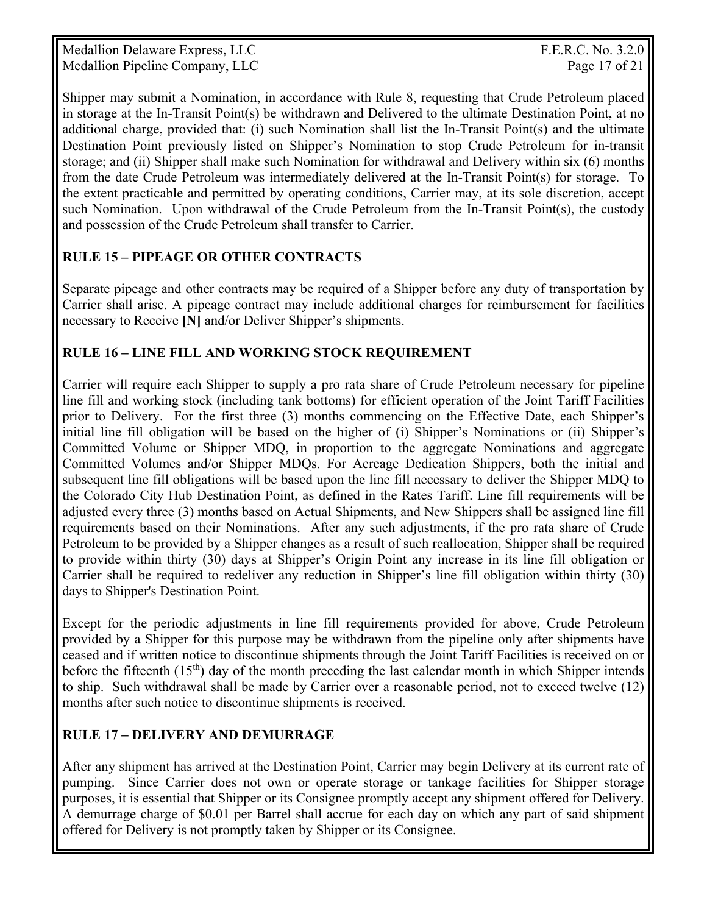Shipper may submit a Nomination, in accordance with Rule 8, requesting that Crude Petroleum placed in storage at the In-Transit Point(s) be withdrawn and Delivered to the ultimate Destination Point, at no additional charge, provided that: (i) such Nomination shall list the In-Transit Point(s) and the ultimate Destination Point previously listed on Shipper's Nomination to stop Crude Petroleum for in-transit storage; and (ii) Shipper shall make such Nomination for withdrawal and Delivery within six (6) months from the date Crude Petroleum was intermediately delivered at the In-Transit Point(s) for storage. To the extent practicable and permitted by operating conditions, Carrier may, at its sole discretion, accept such Nomination. Upon withdrawal of the Crude Petroleum from the In-Transit Point(s), the custody and possession of the Crude Petroleum shall transfer to Carrier.

## RULE 15 – PIPEAGE OR OTHER CONTRACTS

Separate pipeage and other contracts may be required of a Shipper before any duty of transportation by Carrier shall arise. A pipeage contract may include additional charges for reimbursement for facilities necessary to Receive **[N]** and/or Deliver Shipper's shipments.

## RULE 16 – LINE FILL AND WORKING STOCK REQUIREMENT

Carrier will require each Shipper to supply a pro rata share of Crude Petroleum necessary for pipeline line fill and working stock (including tank bottoms) for efficient operation of the Joint Tariff Facilities prior to Delivery. For the first three (3) months commencing on the Effective Date, each Shipper's initial line fill obligation will be based on the higher of (i) Shipper's Nominations or (ii) Shipper's Committed Volume or Shipper MDQ, in proportion to the aggregate Nominations and aggregate Committed Volumes and/or Shipper MDQs. For Acreage Dedication Shippers, both the initial and subsequent line fill obligations will be based upon the line fill necessary to deliver the Shipper MDQ to the Colorado City Hub Destination Point, as defined in the Rates Tariff. Line fill requirements will be adjusted every three (3) months based on Actual Shipments, and New Shippers shall be assigned line fill requirements based on their Nominations. After any such adjustments, if the pro rata share of Crude Petroleum to be provided by a Shipper changes as a result of such reallocation, Shipper shall be required to provide within thirty (30) days at Shipper's Origin Point any increase in its line fill obligation or Carrier shall be required to redeliver any reduction in Shipper's line fill obligation within thirty (30) days to Shipper's Destination Point.

Except for the periodic adjustments in line fill requirements provided for above, Crude Petroleum provided by a Shipper for this purpose may be withdrawn from the pipeline only after shipments have ceased and if written notice to discontinue shipments through the Joint Tariff Facilities is received on or before the fifteenth (15th) day of the month preceding the last calendar month in which Shipper intends to ship. Such withdrawal shall be made by Carrier over a reasonable period, not to exceed twelve (12) months after such notice to discontinue shipments is received.

## RULE 17 – DELIVERY AND DEMURRAGE

After any shipment has arrived at the Destination Point, Carrier may begin Delivery at its current rate of pumping. Since Carrier does not own or operate storage or tankage facilities for Shipper storage purposes, it is essential that Shipper or its Consignee promptly accept any shipment offered for Delivery. A demurrage charge of $0.01 per Barrel shall accrue for each day on which any part of said shipment offered for Delivery is not promptly taken by Shipper or its Consignee.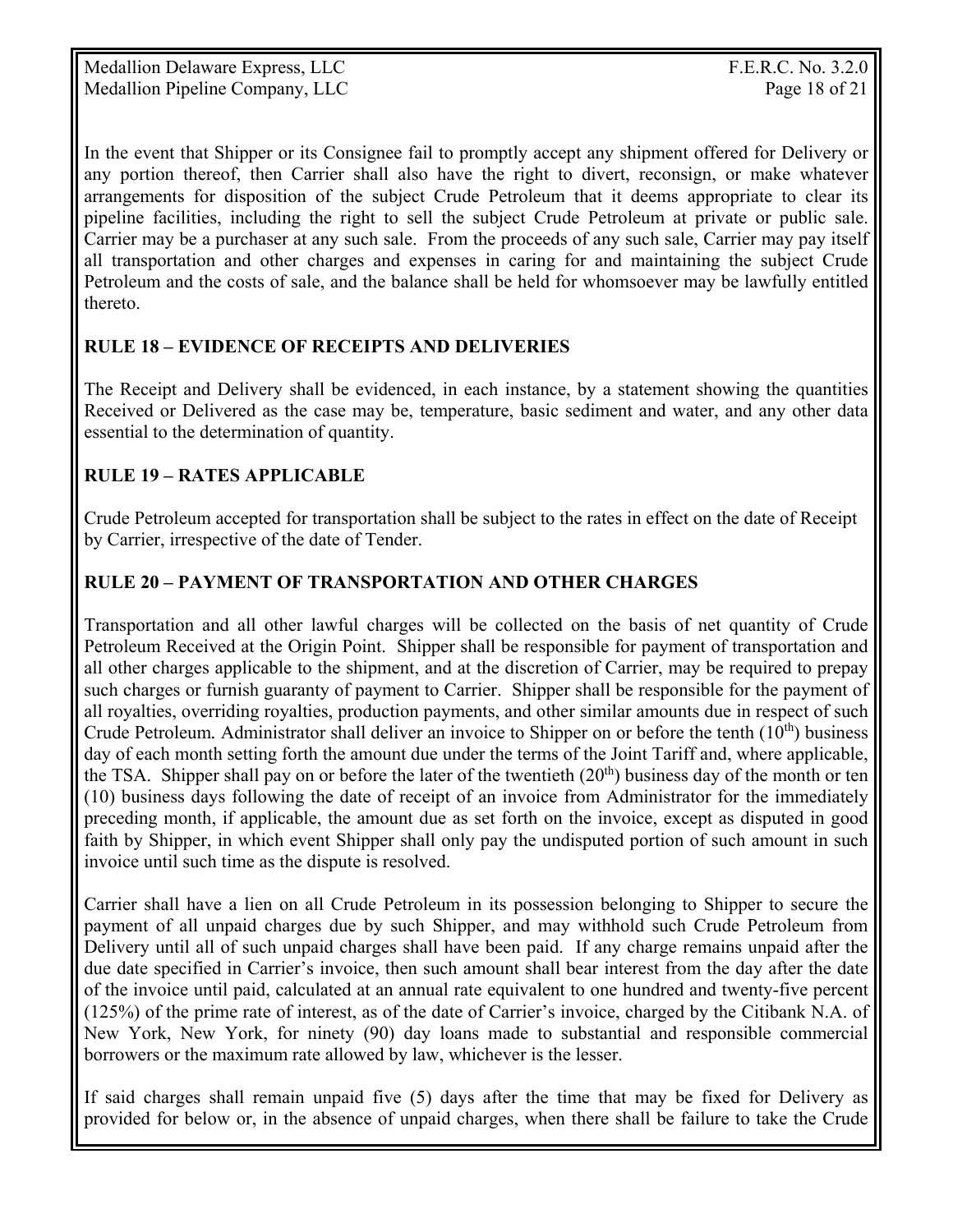In the event that Shipper or its Consignee fail to promptly accept any shipment offered for Delivery or any portion thereof, then Carrier shall also have the right to divert, reconsign, or make whatever arrangements for disposition of the subject Crude Petroleum that it deems appropriate to clear its pipeline facilities, including the right to sell the subject Crude Petroleum at private or public sale. Carrier may be a purchaser at any such sale. From the proceeds of any such sale, Carrier may pay itself all transportation and other charges and expenses in caring for and maintaining the subject Crude Petroleum and the costs of sale, and the balance shall be held for whomsoever may be lawfully entitled thereto.

## RULE 18 – EVIDENCE OF RECEIPTS AND DELIVERIES

The Receipt and Delivery shall be evidenced, in each instance, by a statement showing the quantities Received or Delivered as the case may be, temperature, basic sediment and water, and any other data essential to the determination of quantity.

## RULE 19 – RATES APPLICABLE

Crude Petroleum accepted for transportation shall be subject to the rates in effect on the date of Receipt by Carrier, irrespective of the date of Tender.

## RULE 20 – PAYMENT OF TRANSPORTATION AND OTHER CHARGES

Transportation and all other lawful charges will be collected on the basis of net quantity of Crude Petroleum Received at the Origin Point. Shipper shall be responsible for payment of transportation and all other charges applicable to the shipment, and at the discretion of Carrier, may be required to prepay such charges or furnish guaranty of payment to Carrier. Shipper shall be responsible for the payment of all royalties, overriding royalties, production payments, and other similar amounts due in respect of such Crude Petroleum. Administrator shall deliver an invoice to Shipper on or before the tenth (10th) business day of each month setting forth the amount due under the terms of the Joint Tariff and, where applicable, the TSA. Shipper shall pay on or before the later of the twentieth (20th) business day of the month or ten (10) business days following the date of receipt of an invoice from Administrator for the immediately preceding month, if applicable, the amount due as set forth on the invoice, except as disputed in good faith by Shipper, in which event Shipper shall only pay the undisputed portion of such amount in such invoice until such time as the dispute is resolved.

Carrier shall have a lien on all Crude Petroleum in its possession belonging to Shipper to secure the payment of all unpaid charges due by such Shipper, and may withhold such Crude Petroleum from Delivery until all of such unpaid charges shall have been paid. If any charge remains unpaid after the due date specified in Carrier's invoice, then such amount shall bear interest from the day after the date of the invoice until paid, calculated at an annual rate equivalent to one hundred and twenty-five percent (125%) of the prime rate of interest, as of the date of Carrier's invoice, charged by the Citibank N.A. of New York, New York, for ninety (90) day loans made to substantial and responsible commercial borrowers or the maximum rate allowed by law, whichever is the lesser.

If said charges shall remain unpaid five (5) days after the time that may be fixed for Delivery as provided for below or, in the absence of unpaid charges, when there shall be failure to take the Crude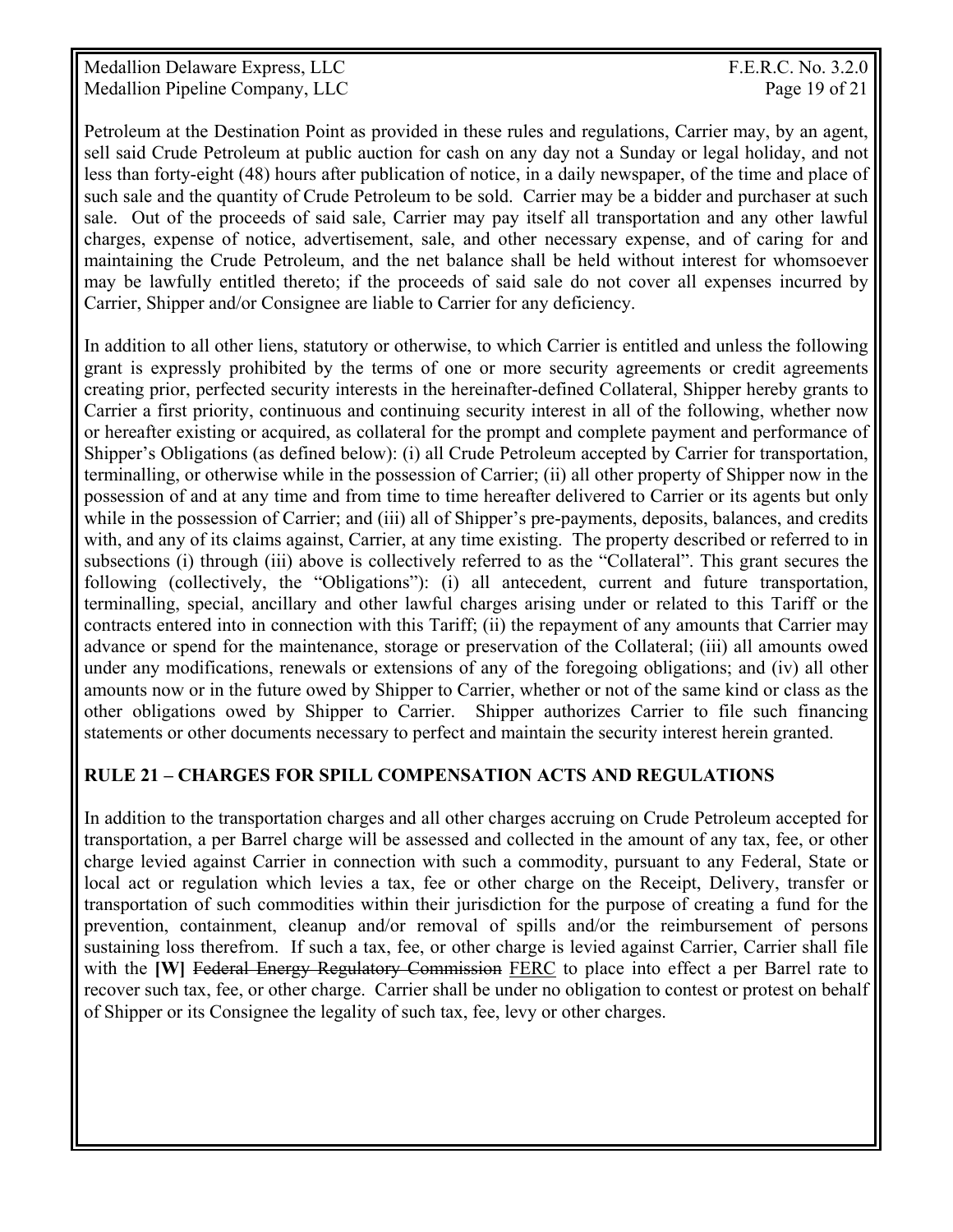Petroleum at the Destination Point as provided in these rules and regulations, Carrier may, by an agent, sell said Crude Petroleum at public auction for cash on any day not a Sunday or legal holiday, and not less than forty-eight (48) hours after publication of notice, in a daily newspaper, of the time and place of such sale and the quantity of Crude Petroleum to be sold. Carrier may be a bidder and purchaser at such sale. Out of the proceeds of said sale, Carrier may pay itself all transportation and any other lawful charges, expense of notice, advertisement, sale, and other necessary expense, and of caring for and maintaining the Crude Petroleum, and the net balance shall be held without interest for whomsoever may be lawfully entitled thereto; if the proceeds of said sale do not cover all expenses incurred by Carrier, Shipper and/or Consignee are liable to Carrier for any deficiency.

In addition to all other liens, statutory or otherwise, to which Carrier is entitled and unless the following grant is expressly prohibited by the terms of one or more security agreements or credit agreements creating prior, perfected security interests in the hereinafter-defined Collateral, Shipper hereby grants to Carrier a first priority, continuous and continuing security interest in all of the following, whether now or hereafter existing or acquired, as collateral for the prompt and complete payment and performance of Shipper's Obligations (as defined below): (i) all Crude Petroleum accepted by Carrier for transportation, terminalling, or otherwise while in the possession of Carrier; (ii) all other property of Shipper now in the possession of and at any time and from time to time hereafter delivered to Carrier or its agents but only while in the possession of Carrier; and (iii) all of Shipper's pre-payments, deposits, balances, and credits with, and any of its claims against, Carrier, at any time existing. The property described or referred to in subsections (i) through (iii) above is collectively referred to as the "Collateral". This grant secures the following (collectively, the "Obligations"): (i) all antecedent, current and future transportation, terminalling, special, ancillary and other lawful charges arising under or related to this Tariff or the contracts entered into in connection with this Tariff; (ii) the repayment of any amounts that Carrier may advance or spend for the maintenance, storage or preservation of the Collateral; (iii) all amounts owed under any modifications, renewals or extensions of any of the foregoing obligations; and (iv) all other amounts now or in the future owed by Shipper to Carrier, whether or not of the same kind or class as the other obligations owed by Shipper to Carrier. Shipper authorizes Carrier to file such financing statements or other documents necessary to perfect and maintain the security interest herein granted.

## RULE 21 – CHARGES FOR SPILL COMPENSATION ACTS AND REGULATIONS

In addition to the transportation charges and all other charges accruing on Crude Petroleum accepted for transportation, a per Barrel charge will be assessed and collected in the amount of any tax, fee, or other charge levied against Carrier in connection with such a commodity, pursuant to any Federal, State or local act or regulation which levies a tax, fee or other charge on the Receipt, Delivery, transfer or transportation of such commodities within their jurisdiction for the purpose of creating a fund for the prevention, containment, cleanup and/or removal of spills and/or the reimbursement of persons sustaining loss therefrom. If such a tax, fee, or other charge is levied against Carrier, Carrier shall file with the **[W]** ~~Federal Energy Regulatory Commission~~ <u>FERC</u> to place into effect a per Barrel rate to recover such tax, fee, or other charge. Carrier shall be under no obligation to contest or protest on behalf of Shipper or its Consignee the legality of such tax, fee, levy or other charges.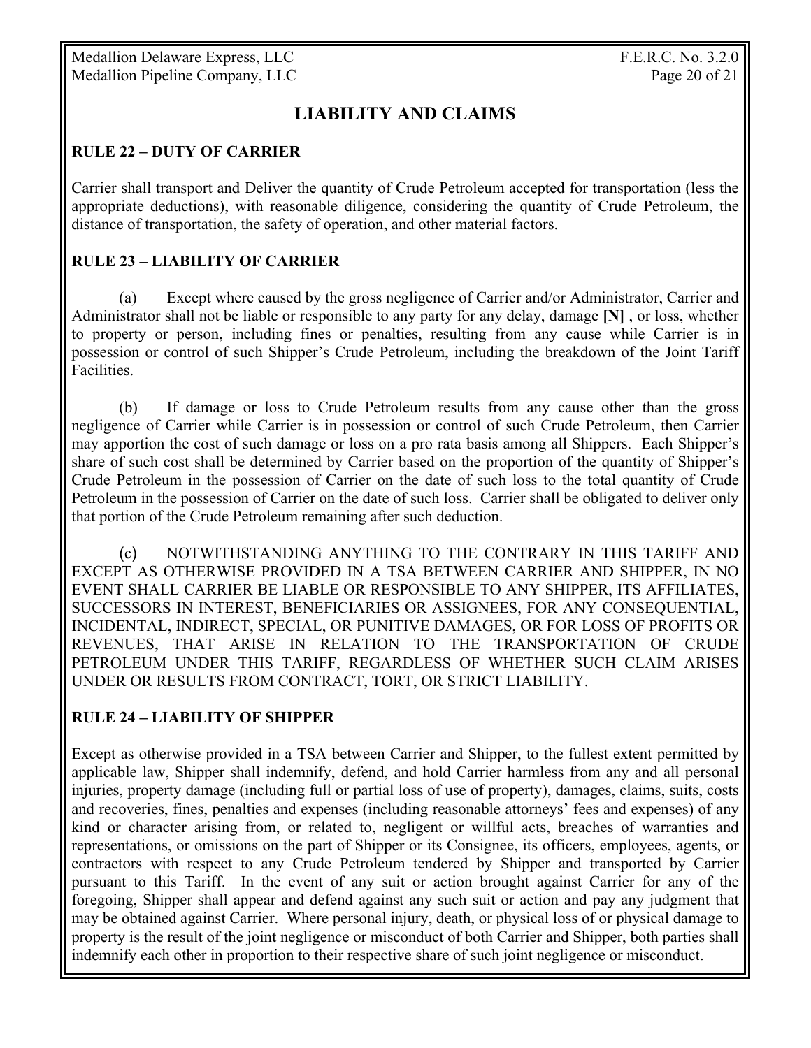# LIABILITY AND CLAIMS

## RULE 22 – DUTY OF CARRIER

Carrier shall transport and Deliver the quantity of Crude Petroleum accepted for transportation (less the appropriate deductions), with reasonable diligence, considering the quantity of Crude Petroleum, the distance of transportation, the safety of operation, and other material factors.

## RULE 23 – LIABILITY OF CARRIER

(a) Except where caused by the gross negligence of Carrier and/or Administrator, Carrier and Administrator shall not be liable or responsible to any party for any delay, damage **[N]** , or loss, whether to property or person, including fines or penalties, resulting from any cause while Carrier is in possession or control of such Shipper's Crude Petroleum, including the breakdown of the Joint Tariff Facilities.

(b) If damage or loss to Crude Petroleum results from any cause other than the gross negligence of Carrier while Carrier is in possession or control of such Crude Petroleum, then Carrier may apportion the cost of such damage or loss on a pro rata basis among all Shippers. Each Shipper's share of such cost shall be determined by Carrier based on the proportion of the quantity of Shipper's Crude Petroleum in the possession of Carrier on the date of such loss to the total quantity of Crude Petroleum in the possession of Carrier on the date of such loss. Carrier shall be obligated to deliver only that portion of the Crude Petroleum remaining after such deduction.

(c) NOTWITHSTANDING ANYTHING TO THE CONTRARY IN THIS TARIFF AND EXCEPT AS OTHERWISE PROVIDED IN A TSA BETWEEN CARRIER AND SHIPPER, IN NO EVENT SHALL CARRIER BE LIABLE OR RESPONSIBLE TO ANY SHIPPER, ITS AFFILIATES, SUCCESSORS IN INTEREST, BENEFICIARIES OR ASSIGNEES, FOR ANY CONSEQUENTIAL, INCIDENTAL, INDIRECT, SPECIAL, OR PUNITIVE DAMAGES, OR FOR LOSS OF PROFITS OR REVENUES, THAT ARISE IN RELATION TO THE TRANSPORTATION OF CRUDE PETROLEUM UNDER THIS TARIFF, REGARDLESS OF WHETHER SUCH CLAIM ARISES UNDER OR RESULTS FROM CONTRACT, TORT, OR STRICT LIABILITY.

## RULE 24 – LIABILITY OF SHIPPER

Except as otherwise provided in a TSA between Carrier and Shipper, to the fullest extent permitted by applicable law, Shipper shall indemnify, defend, and hold Carrier harmless from any and all personal injuries, property damage (including full or partial loss of use of property), damages, claims, suits, costs and recoveries, fines, penalties and expenses (including reasonable attorneys' fees and expenses) of any kind or character arising from, or related to, negligent or willful acts, breaches of warranties and representations, or omissions on the part of Shipper or its Consignee, its officers, employees, agents, or contractors with respect to any Crude Petroleum tendered by Shipper and transported by Carrier pursuant to this Tariff. In the event of any suit or action brought against Carrier for any of the foregoing, Shipper shall appear and defend against any such suit or action and pay any judgment that may be obtained against Carrier. Where personal injury, death, or physical loss of or physical damage to property is the result of the joint negligence or misconduct of both Carrier and Shipper, both parties shall indemnify each other in proportion to their respective share of such joint negligence or misconduct.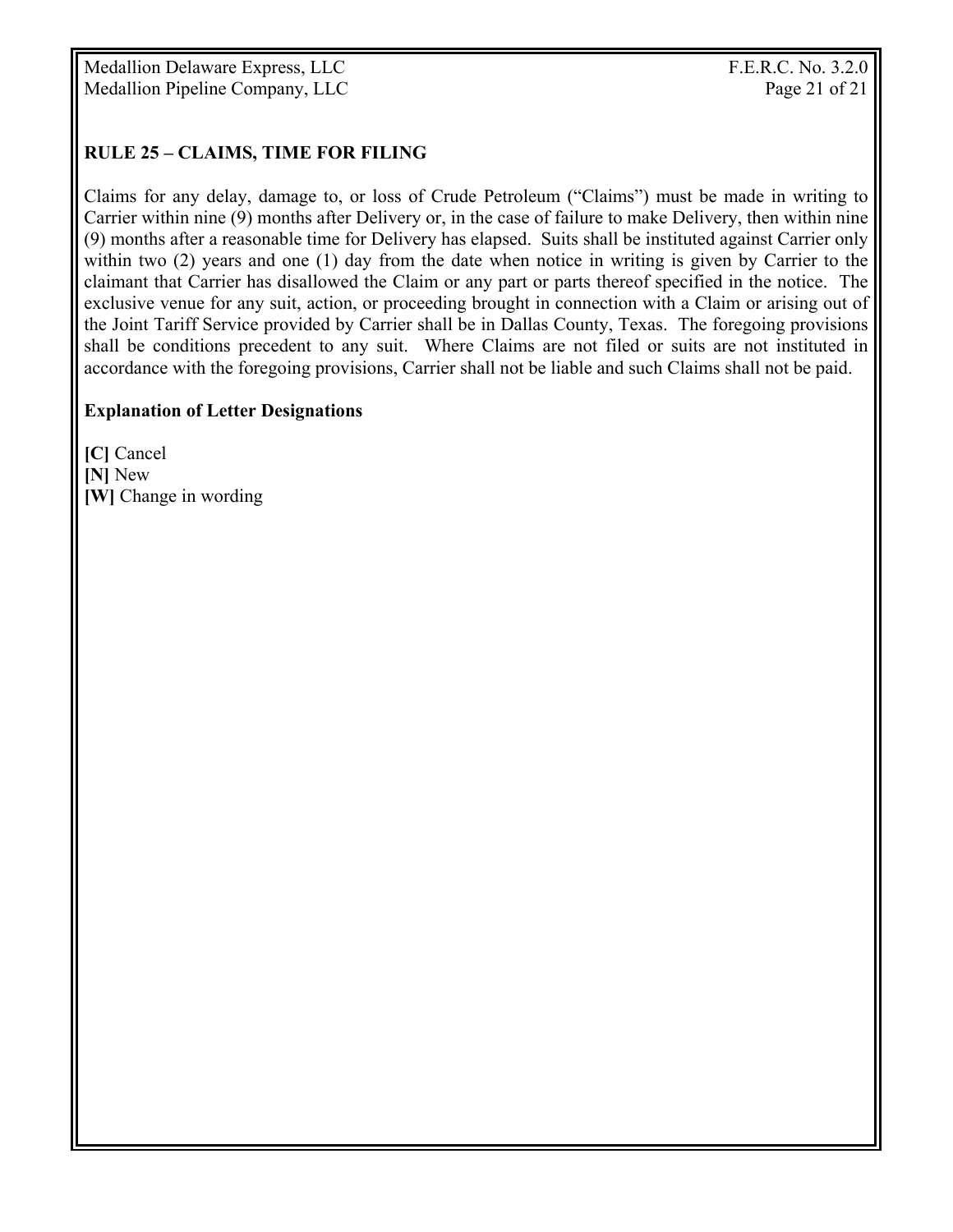**RULE 25 – CLAIMS, TIME FOR FILING**

Claims for any delay, damage to, or loss of Crude Petroleum ("Claims") must be made in writing to Carrier within nine (9) months after Delivery or, in the case of failure to make Delivery, then within nine (9) months after a reasonable time for Delivery has elapsed. Suits shall be instituted against Carrier only within two (2) years and one (1) day from the date when notice in writing is given by Carrier to the claimant that Carrier has disallowed the Claim or any part or parts thereof specified in the notice. The exclusive venue for any suit, action, or proceeding brought in connection with a Claim or arising out of the Joint Tariff Service provided by Carrier shall be in Dallas County, Texas. The foregoing provisions shall be conditions precedent to any suit. Where Claims are not filed or suits are not instituted in accordance with the foregoing provisions, Carrier shall not be liable and such Claims shall not be paid.

**Explanation of Letter Designations**

**[C]** Cancel
**[N]** New
**[W]** Change in wording